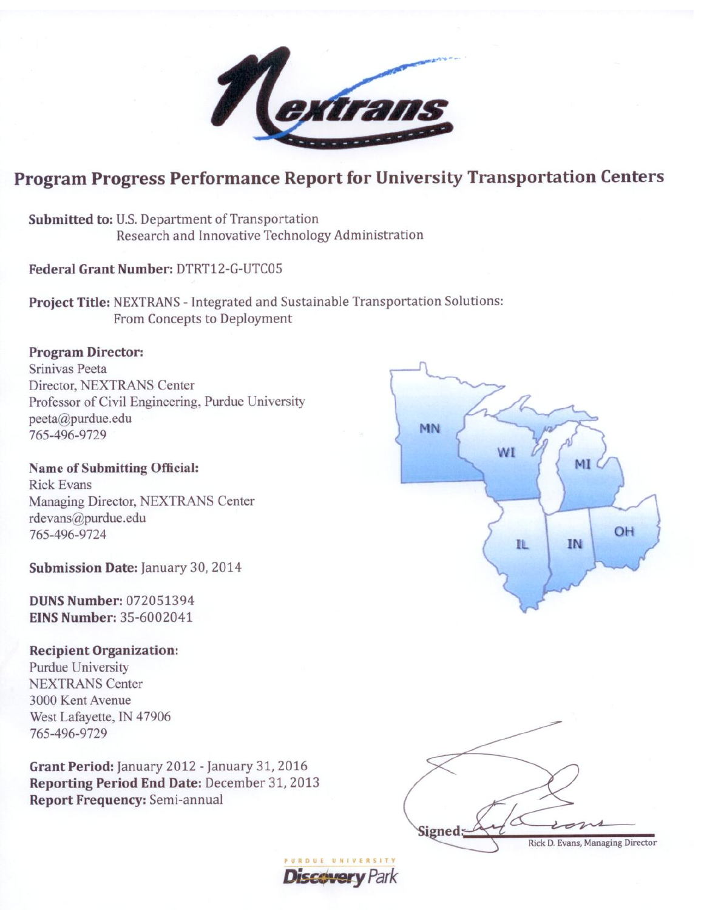# Program Progress Performance Report for University Transportation Centers

**Submitted to:** U.S. Department of Transportation
Research and Innovative Technology Administration

**Federal Grant Number:** DTRT12-G-UTC05

**Project Title:** NEXTRANS - Integrated and Sustainable Transportation Solutions: From Concepts to Deployment

**Program Director:**
Srinivas Peeta
Director, NEXTRANS Center
Professor of Civil Engineering, Purdue University
peeta@purdue.edu
765-496-9729

**Name of Submitting Official:**
Rick Evans
Managing Director, NEXTRANS Center
rdevans@purdue.edu
765-496-9724

**Submission Date:** January 30, 2014

**DUNS Number:** 072051394
**EINS Number:** 35-6002041

**Recipient Organization:**
Purdue University
NEXTRANS Center
3000 Kent Avenue
West Lafayette, IN 47906
765-496-9729

**Grant Period:** January 2012 - January 31, 2016
**Reporting Period End Date:** December 31, 2013
**Report Frequency:** Semi-annual

Signed:
Rick D. Evans, Managing Director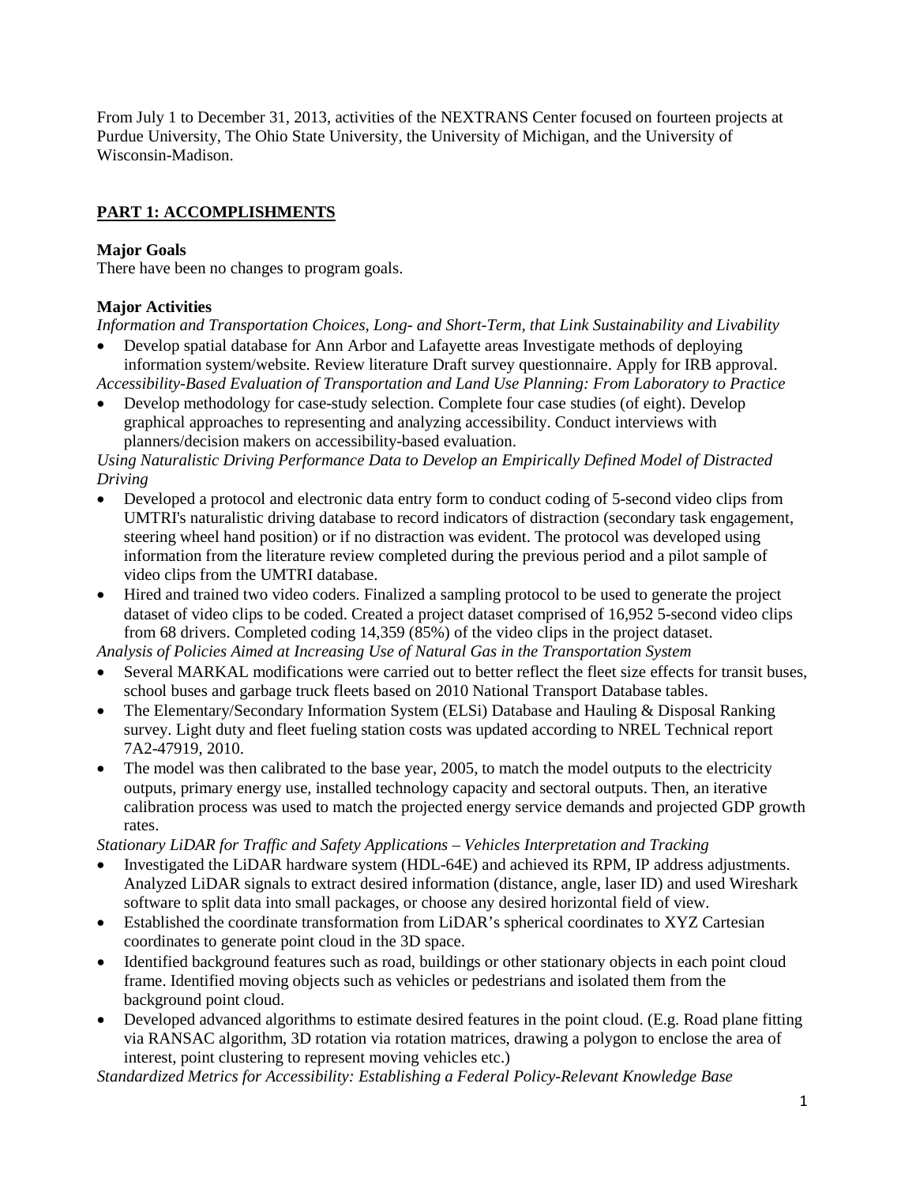From July 1 to December 31, 2013, activities of the NEXTRANS Center focused on fourteen projects at Purdue University, The Ohio State University, the University of Michigan, and the University of Wisconsin-Madison.

## PART 1: ACCOMPLISHMENTS

### Major Goals

There have been no changes to program goals.

### Major Activities

*Information and Transportation Choices, Long- and Short-Term, that Link Sustainability and Livability*

- Develop spatial database for Ann Arbor and Lafayette areas Investigate methods of deploying information system/website. Review literature Draft survey questionnaire. Apply for IRB approval.

*Accessibility-Based Evaluation of Transportation and Land Use Planning: From Laboratory to Practice*

- Develop methodology for case-study selection. Complete four case studies (of eight). Develop graphical approaches to representing and analyzing accessibility. Conduct interviews with planners/decision makers on accessibility-based evaluation.

*Using Naturalistic Driving Performance Data to Develop an Empirically Defined Model of Distracted Driving*

- Developed a protocol and electronic data entry form to conduct coding of 5-second video clips from UMTRI's naturalistic driving database to record indicators of distraction (secondary task engagement, steering wheel hand position) or if no distraction was evident. The protocol was developed using information from the literature review completed during the previous period and a pilot sample of video clips from the UMTRI database.
- Hired and trained two video coders. Finalized a sampling protocol to be used to generate the project dataset of video clips to be coded. Created a project dataset comprised of 16,952 5-second video clips from 68 drivers. Completed coding 14,359 (85%) of the video clips in the project dataset.

*Analysis of Policies Aimed at Increasing Use of Natural Gas in the Transportation System*

- Several MARKAL modifications were carried out to better reflect the fleet size effects for transit buses, school buses and garbage truck fleets based on 2010 National Transport Database tables.
- The Elementary/Secondary Information System (ELSi) Database and Hauling & Disposal Ranking survey. Light duty and fleet fueling station costs was updated according to NREL Technical report 7A2-47919, 2010.
- The model was then calibrated to the base year, 2005, to match the model outputs to the electricity outputs, primary energy use, installed technology capacity and sectoral outputs. Then, an iterative calibration process was used to match the projected energy service demands and projected GDP growth rates.

*Stationary LiDAR for Traffic and Safety Applications – Vehicles Interpretation and Tracking*

- Investigated the LiDAR hardware system (HDL-64E) and achieved its RPM, IP address adjustments. Analyzed LiDAR signals to extract desired information (distance, angle, laser ID) and used Wireshark software to split data into small packages, or choose any desired horizontal field of view.
- Established the coordinate transformation from LiDAR's spherical coordinates to XYZ Cartesian coordinates to generate point cloud in the 3D space.
- Identified background features such as road, buildings or other stationary objects in each point cloud frame. Identified moving objects such as vehicles or pedestrians and isolated them from the background point cloud.
- Developed advanced algorithms to estimate desired features in the point cloud. (E.g. Road plane fitting via RANSAC algorithm, 3D rotation via rotation matrices, drawing a polygon to enclose the area of interest, point clustering to represent moving vehicles etc.)

*Standardized Metrics for Accessibility: Establishing a Federal Policy-Relevant Knowledge Base*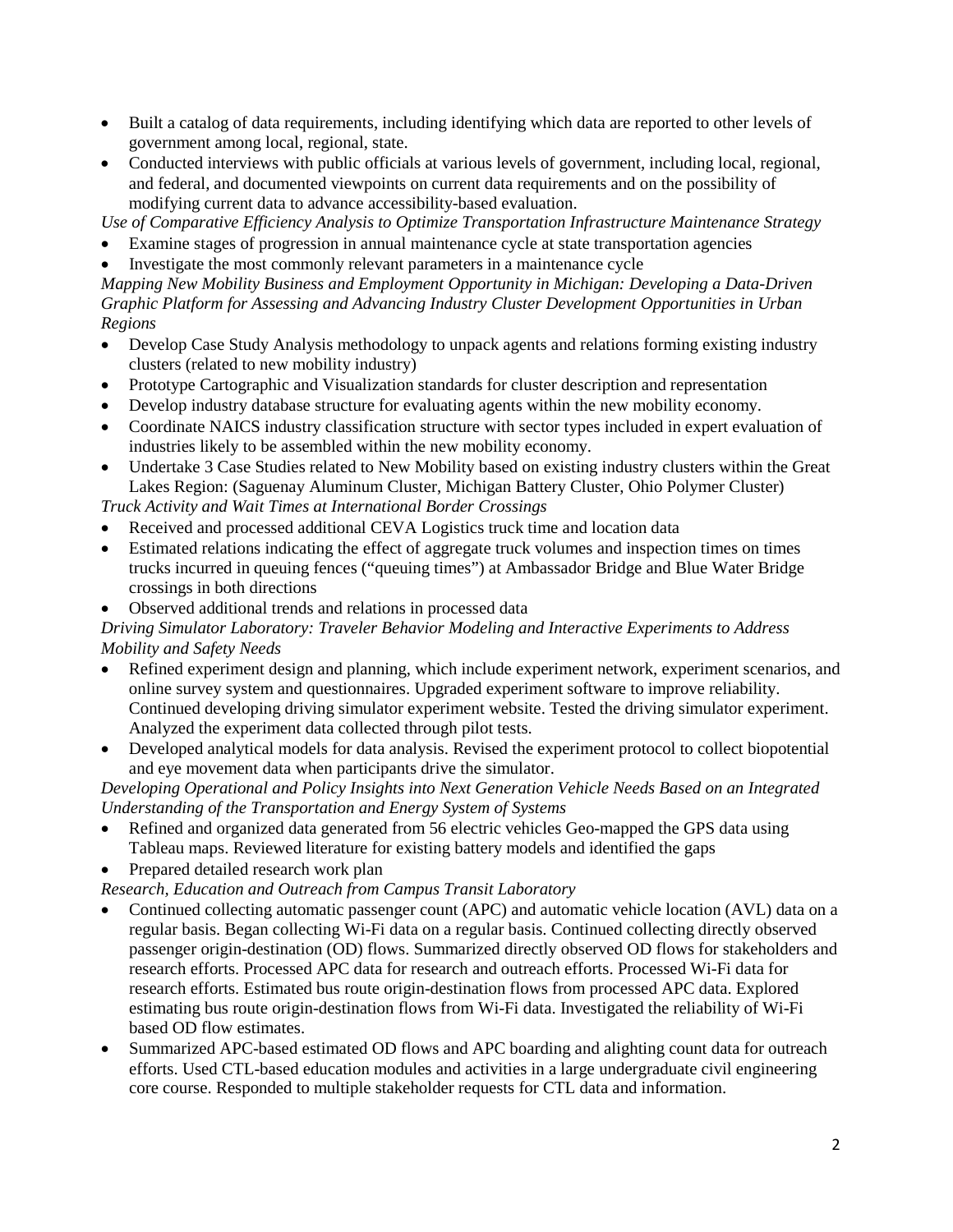- Built a catalog of data requirements, including identifying which data are reported to other levels of government among local, regional, state.
- Conducted interviews with public officials at various levels of government, including local, regional, and federal, and documented viewpoints on current data requirements and on the possibility of modifying current data to advance accessibility-based evaluation.

*Use of Comparative Efficiency Analysis to Optimize Transportation Infrastructure Maintenance Strategy*

- Examine stages of progression in annual maintenance cycle at state transportation agencies
- Investigate the most commonly relevant parameters in a maintenance cycle

*Mapping New Mobility Business and Employment Opportunity in Michigan: Developing a Data-Driven Graphic Platform for Assessing and Advancing Industry Cluster Development Opportunities in Urban Regions*

- Develop Case Study Analysis methodology to unpack agents and relations forming existing industry clusters (related to new mobility industry)
- Prototype Cartographic and Visualization standards for cluster description and representation
- Develop industry database structure for evaluating agents within the new mobility economy.
- Coordinate NAICS industry classification structure with sector types included in expert evaluation of industries likely to be assembled within the new mobility economy.
- Undertake 3 Case Studies related to New Mobility based on existing industry clusters within the Great Lakes Region: (Saguenay Aluminum Cluster, Michigan Battery Cluster, Ohio Polymer Cluster)

*Truck Activity and Wait Times at International Border Crossings*

- Received and processed additional CEVA Logistics truck time and location data
- Estimated relations indicating the effect of aggregate truck volumes and inspection times on times trucks incurred in queuing fences ("queuing times") at Ambassador Bridge and Blue Water Bridge crossings in both directions
- Observed additional trends and relations in processed data

*Driving Simulator Laboratory: Traveler Behavior Modeling and Interactive Experiments to Address Mobility and Safety Needs*

- Refined experiment design and planning, which include experiment network, experiment scenarios, and online survey system and questionnaires. Upgraded experiment software to improve reliability. Continued developing driving simulator experiment website. Tested the driving simulator experiment. Analyzed the experiment data collected through pilot tests.
- Developed analytical models for data analysis. Revised the experiment protocol to collect biopotential and eye movement data when participants drive the simulator.

*Developing Operational and Policy Insights into Next Generation Vehicle Needs Based on an Integrated Understanding of the Transportation and Energy System of Systems*

- Refined and organized data generated from 56 electric vehicles Geo-mapped the GPS data using Tableau maps. Reviewed literature for existing battery models and identified the gaps
- Prepared detailed research work plan

*Research, Education and Outreach from Campus Transit Laboratory*

- Continued collecting automatic passenger count (APC) and automatic vehicle location (AVL) data on a regular basis. Began collecting Wi-Fi data on a regular basis. Continued collecting directly observed passenger origin-destination (OD) flows. Summarized directly observed OD flows for stakeholders and research efforts. Processed APC data for research and outreach efforts. Processed Wi-Fi data for research efforts. Estimated bus route origin-destination flows from processed APC data. Explored estimating bus route origin-destination flows from Wi-Fi data. Investigated the reliability of Wi-Fi based OD flow estimates.
- Summarized APC-based estimated OD flows and APC boarding and alighting count data for outreach efforts. Used CTL-based education modules and activities in a large undergraduate civil engineering core course. Responded to multiple stakeholder requests for CTL data and information.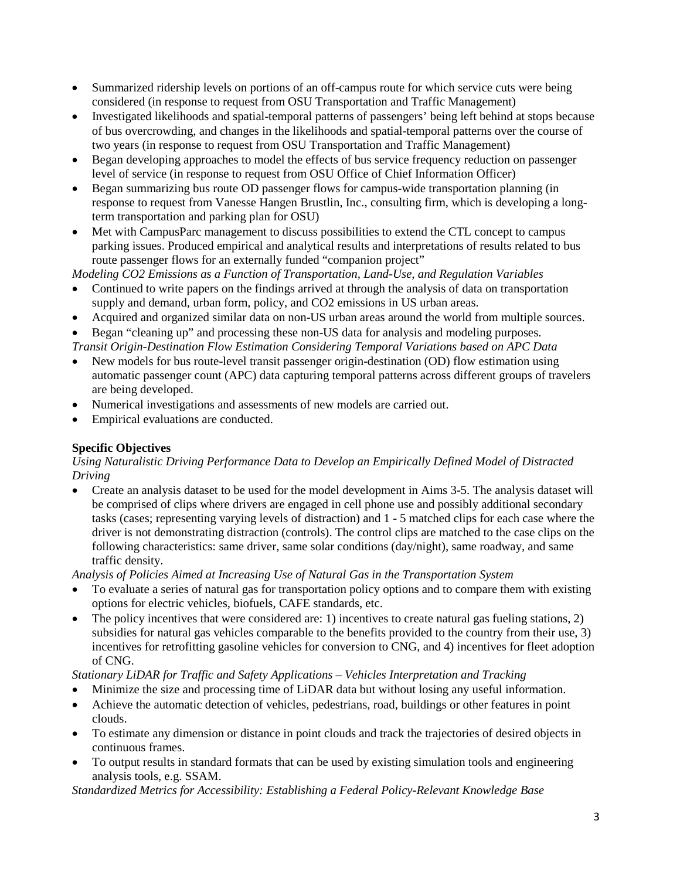- Summarized ridership levels on portions of an off-campus route for which service cuts were being considered (in response to request from OSU Transportation and Traffic Management)
- Investigated likelihoods and spatial-temporal patterns of passengers' being left behind at stops because of bus overcrowding, and changes in the likelihoods and spatial-temporal patterns over the course of two years (in response to request from OSU Transportation and Traffic Management)
- Began developing approaches to model the effects of bus service frequency reduction on passenger level of service (in response to request from OSU Office of Chief Information Officer)
- Began summarizing bus route OD passenger flows for campus-wide transportation planning (in response to request from Vanesse Hangen Brustlin, Inc., consulting firm, which is developing a long-term transportation and parking plan for OSU)
- Met with CampusParc management to discuss possibilities to extend the CTL concept to campus parking issues. Produced empirical and analytical results and interpretations of results related to bus route passenger flows for an externally funded "companion project"

*Modeling CO2 Emissions as a Function of Transportation, Land-Use, and Regulation Variables*

- Continued to write papers on the findings arrived at through the analysis of data on transportation supply and demand, urban form, policy, and CO2 emissions in US urban areas.
- Acquired and organized similar data on non-US urban areas around the world from multiple sources.
- Began "cleaning up" and processing these non-US data for analysis and modeling purposes.

*Transit Origin-Destination Flow Estimation Considering Temporal Variations based on APC Data*

- New models for bus route-level transit passenger origin-destination (OD) flow estimation using automatic passenger count (APC) data capturing temporal patterns across different groups of travelers are being developed.
- Numerical investigations and assessments of new models are carried out.
- Empirical evaluations are conducted.

**Specific Objectives**

*Using Naturalistic Driving Performance Data to Develop an Empirically Defined Model of Distracted Driving*

- Create an analysis dataset to be used for the model development in Aims 3-5. The analysis dataset will be comprised of clips where drivers are engaged in cell phone use and possibly additional secondary tasks (cases; representing varying levels of distraction) and 1 - 5 matched clips for each case where the driver is not demonstrating distraction (controls). The control clips are matched to the case clips on the following characteristics: same driver, same solar conditions (day/night), same roadway, and same traffic density.

*Analysis of Policies Aimed at Increasing Use of Natural Gas in the Transportation System*

- To evaluate a series of natural gas for transportation policy options and to compare them with existing options for electric vehicles, biofuels, CAFE standards, etc.
- The policy incentives that were considered are: 1) incentives to create natural gas fueling stations, 2) subsidies for natural gas vehicles comparable to the benefits provided to the country from their use, 3) incentives for retrofitting gasoline vehicles for conversion to CNG, and 4) incentives for fleet adoption of CNG.

*Stationary LiDAR for Traffic and Safety Applications – Vehicles Interpretation and Tracking*

- Minimize the size and processing time of LiDAR data but without losing any useful information.
- Achieve the automatic detection of vehicles, pedestrians, road, buildings or other features in point clouds.
- To estimate any dimension or distance in point clouds and track the trajectories of desired objects in continuous frames.
- To output results in standard formats that can be used by existing simulation tools and engineering analysis tools, e.g. SSAM.

*Standardized Metrics for Accessibility: Establishing a Federal Policy-Relevant Knowledge Base*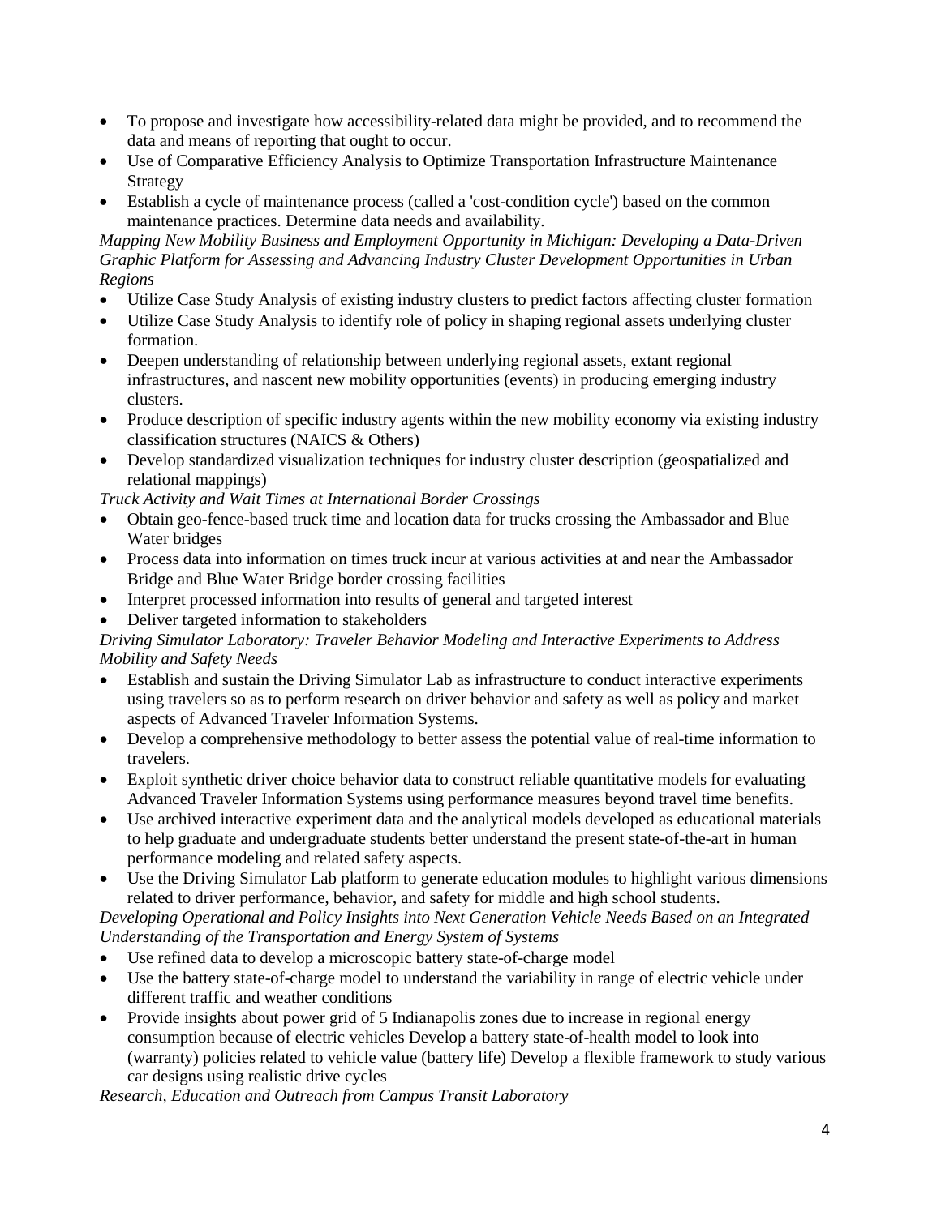- To propose and investigate how accessibility-related data might be provided, and to recommend the data and means of reporting that ought to occur.
- Use of Comparative Efficiency Analysis to Optimize Transportation Infrastructure Maintenance Strategy
- Establish a cycle of maintenance process (called a 'cost-condition cycle') based on the common maintenance practices. Determine data needs and availability.

*Mapping New Mobility Business and Employment Opportunity in Michigan: Developing a Data-Driven Graphic Platform for Assessing and Advancing Industry Cluster Development Opportunities in Urban Regions*

- Utilize Case Study Analysis of existing industry clusters to predict factors affecting cluster formation
- Utilize Case Study Analysis to identify role of policy in shaping regional assets underlying cluster formation.
- Deepen understanding of relationship between underlying regional assets, extant regional infrastructures, and nascent new mobility opportunities (events) in producing emerging industry clusters.
- Produce description of specific industry agents within the new mobility economy via existing industry classification structures (NAICS & Others)
- Develop standardized visualization techniques for industry cluster description (geospatialized and relational mappings)

*Truck Activity and Wait Times at International Border Crossings*

- Obtain geo-fence-based truck time and location data for trucks crossing the Ambassador and Blue Water bridges
- Process data into information on times truck incur at various activities at and near the Ambassador Bridge and Blue Water Bridge border crossing facilities
- Interpret processed information into results of general and targeted interest
- Deliver targeted information to stakeholders

*Driving Simulator Laboratory: Traveler Behavior Modeling and Interactive Experiments to Address Mobility and Safety Needs*

- Establish and sustain the Driving Simulator Lab as infrastructure to conduct interactive experiments using travelers so as to perform research on driver behavior and safety as well as policy and market aspects of Advanced Traveler Information Systems.
- Develop a comprehensive methodology to better assess the potential value of real-time information to travelers.
- Exploit synthetic driver choice behavior data to construct reliable quantitative models for evaluating Advanced Traveler Information Systems using performance measures beyond travel time benefits.
- Use archived interactive experiment data and the analytical models developed as educational materials to help graduate and undergraduate students better understand the present state-of-the-art in human performance modeling and related safety aspects.
- Use the Driving Simulator Lab platform to generate education modules to highlight various dimensions related to driver performance, behavior, and safety for middle and high school students.

*Developing Operational and Policy Insights into Next Generation Vehicle Needs Based on an Integrated Understanding of the Transportation and Energy System of Systems*

- Use refined data to develop a microscopic battery state-of-charge model
- Use the battery state-of-charge model to understand the variability in range of electric vehicle under different traffic and weather conditions
- Provide insights about power grid of 5 Indianapolis zones due to increase in regional energy consumption because of electric vehicles Develop a battery state-of-health model to look into (warranty) policies related to vehicle value (battery life) Develop a flexible framework to study various car designs using realistic drive cycles

*Research, Education and Outreach from Campus Transit Laboratory*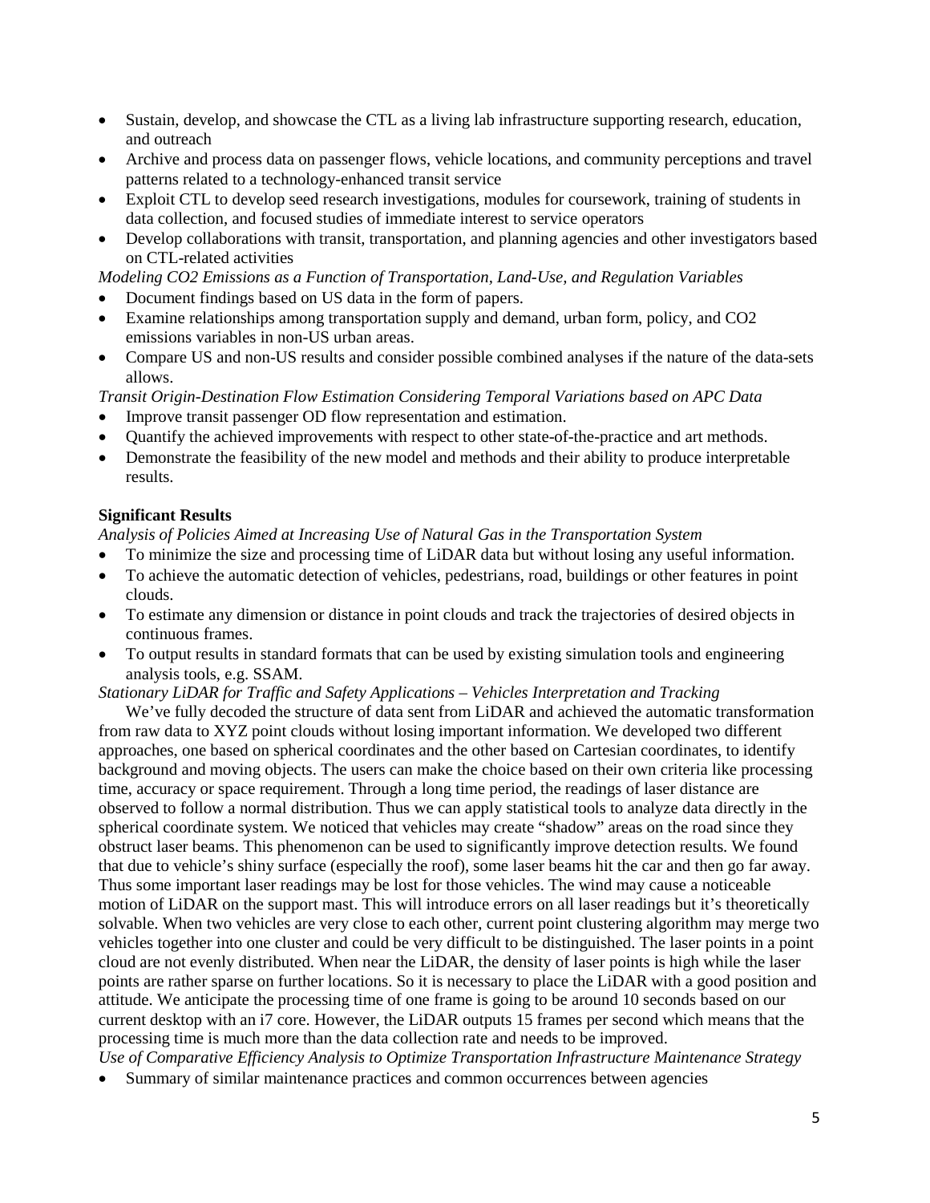- Sustain, develop, and showcase the CTL as a living lab infrastructure supporting research, education, and outreach
- Archive and process data on passenger flows, vehicle locations, and community perceptions and travel patterns related to a technology-enhanced transit service
- Exploit CTL to develop seed research investigations, modules for coursework, training of students in data collection, and focused studies of immediate interest to service operators
- Develop collaborations with transit, transportation, and planning agencies and other investigators based on CTL-related activities

*Modeling CO2 Emissions as a Function of Transportation, Land-Use, and Regulation Variables*

- Document findings based on US data in the form of papers.
- Examine relationships among transportation supply and demand, urban form, policy, and CO2 emissions variables in non-US urban areas.
- Compare US and non-US results and consider possible combined analyses if the nature of the data-sets allows.

*Transit Origin-Destination Flow Estimation Considering Temporal Variations based on APC Data*

- Improve transit passenger OD flow representation and estimation.
- Quantify the achieved improvements with respect to other state-of-the-practice and art methods.
- Demonstrate the feasibility of the new model and methods and their ability to produce interpretable results.

**Significant Results**

*Analysis of Policies Aimed at Increasing Use of Natural Gas in the Transportation System*

- To minimize the size and processing time of LiDAR data but without losing any useful information.
- To achieve the automatic detection of vehicles, pedestrians, road, buildings or other features in point clouds.
- To estimate any dimension or distance in point clouds and track the trajectories of desired objects in continuous frames.
- To output results in standard formats that can be used by existing simulation tools and engineering analysis tools, e.g. SSAM.

*Stationary LiDAR for Traffic and Safety Applications – Vehicles Interpretation and Tracking*

We've fully decoded the structure of data sent from LiDAR and achieved the automatic transformation from raw data to XYZ point clouds without losing important information. We developed two different approaches, one based on spherical coordinates and the other based on Cartesian coordinates, to identify background and moving objects. The users can make the choice based on their own criteria like processing time, accuracy or space requirement. Through a long time period, the readings of laser distance are observed to follow a normal distribution. Thus we can apply statistical tools to analyze data directly in the spherical coordinate system. We noticed that vehicles may create "shadow" areas on the road since they obstruct laser beams. This phenomenon can be used to significantly improve detection results. We found that due to vehicle's shiny surface (especially the roof), some laser beams hit the car and then go far away. Thus some important laser readings may be lost for those vehicles. The wind may cause a noticeable motion of LiDAR on the support mast. This will introduce errors on all laser readings but it's theoretically solvable. When two vehicles are very close to each other, current point clustering algorithm may merge two vehicles together into one cluster and could be very difficult to be distinguished. The laser points in a point cloud are not evenly distributed. When near the LiDAR, the density of laser points is high while the laser points are rather sparse on further locations. So it is necessary to place the LiDAR with a good position and attitude. We anticipate the processing time of one frame is going to be around 10 seconds based on our current desktop with an i7 core. However, the LiDAR outputs 15 frames per second which means that the processing time is much more than the data collection rate and needs to be improved.

*Use of Comparative Efficiency Analysis to Optimize Transportation Infrastructure Maintenance Strategy*

- Summary of similar maintenance practices and common occurrences between agencies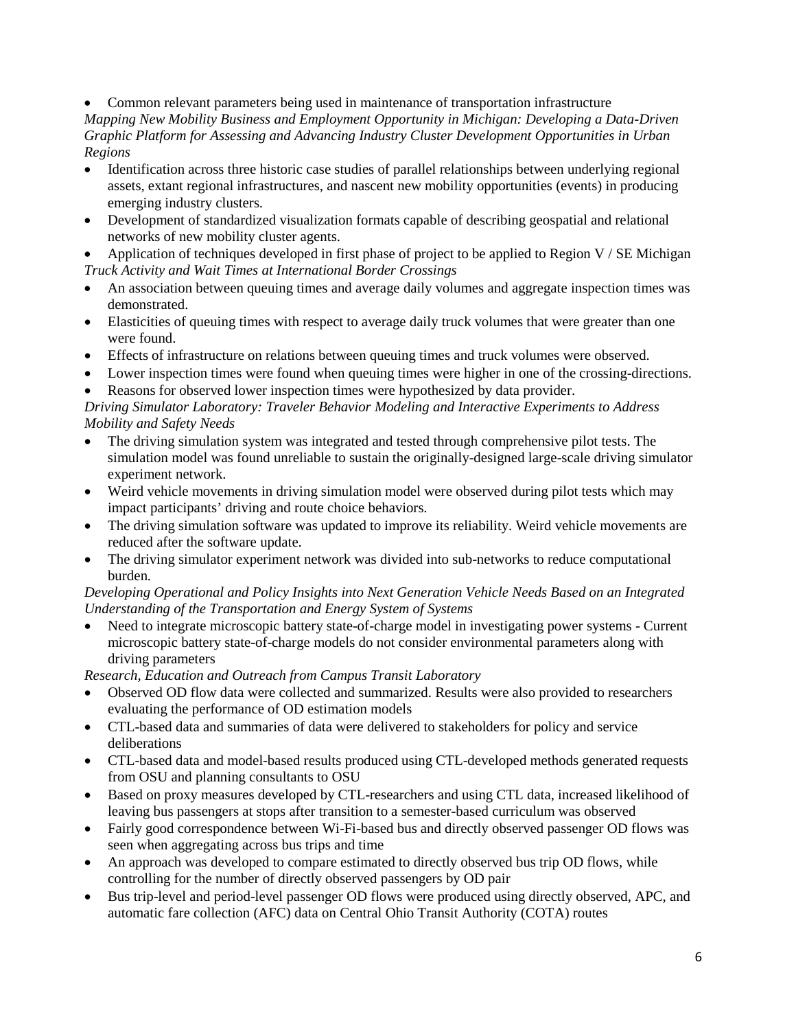- Common relevant parameters being used in maintenance of transportation infrastructure

*Mapping New Mobility Business and Employment Opportunity in Michigan: Developing a Data-Driven Graphic Platform for Assessing and Advancing Industry Cluster Development Opportunities in Urban Regions*

- Identification across three historic case studies of parallel relationships between underlying regional assets, extant regional infrastructures, and nascent new mobility opportunities (events) in producing emerging industry clusters.
- Development of standardized visualization formats capable of describing geospatial and relational networks of new mobility cluster agents.
- Application of techniques developed in first phase of project to be applied to Region V / SE Michigan

*Truck Activity and Wait Times at International Border Crossings*

- An association between queuing times and average daily volumes and aggregate inspection times was demonstrated.
- Elasticities of queuing times with respect to average daily truck volumes that were greater than one were found.
- Effects of infrastructure on relations between queuing times and truck volumes were observed.
- Lower inspection times were found when queuing times were higher in one of the crossing-directions.
- Reasons for observed lower inspection times were hypothesized by data provider.

*Driving Simulator Laboratory: Traveler Behavior Modeling and Interactive Experiments to Address Mobility and Safety Needs*

- The driving simulation system was integrated and tested through comprehensive pilot tests. The simulation model was found unreliable to sustain the originally-designed large-scale driving simulator experiment network.
- Weird vehicle movements in driving simulation model were observed during pilot tests which may impact participants' driving and route choice behaviors.
- The driving simulation software was updated to improve its reliability. Weird vehicle movements are reduced after the software update.
- The driving simulator experiment network was divided into sub-networks to reduce computational burden.

*Developing Operational and Policy Insights into Next Generation Vehicle Needs Based on an Integrated Understanding of the Transportation and Energy System of Systems*

- Need to integrate microscopic battery state-of-charge model in investigating power systems - Current microscopic battery state-of-charge models do not consider environmental parameters along with driving parameters

*Research, Education and Outreach from Campus Transit Laboratory*

- Observed OD flow data were collected and summarized. Results were also provided to researchers evaluating the performance of OD estimation models
- CTL-based data and summaries of data were delivered to stakeholders for policy and service deliberations
- CTL-based data and model-based results produced using CTL-developed methods generated requests from OSU and planning consultants to OSU
- Based on proxy measures developed by CTL-researchers and using CTL data, increased likelihood of leaving bus passengers at stops after transition to a semester-based curriculum was observed
- Fairly good correspondence between Wi-Fi-based bus and directly observed passenger OD flows was seen when aggregating across bus trips and time
- An approach was developed to compare estimated to directly observed bus trip OD flows, while controlling for the number of directly observed passengers by OD pair
- Bus trip-level and period-level passenger OD flows were produced using directly observed, APC, and automatic fare collection (AFC) data on Central Ohio Transit Authority (COTA) routes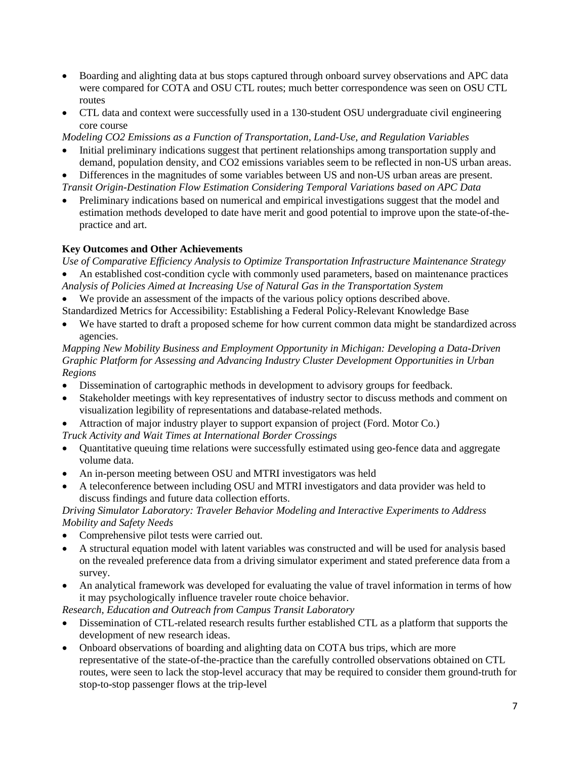- Boarding and alighting data at bus stops captured through onboard survey observations and APC data were compared for COTA and OSU CTL routes; much better correspondence was seen on OSU CTL routes
- CTL data and context were successfully used in a 130-student OSU undergraduate civil engineering core course

*Modeling CO2 Emissions as a Function of Transportation, Land-Use, and Regulation Variables*

- Initial preliminary indications suggest that pertinent relationships among transportation supply and demand, population density, and CO2 emissions variables seem to be reflected in non-US urban areas.
- Differences in the magnitudes of some variables between US and non-US urban areas are present.

*Transit Origin-Destination Flow Estimation Considering Temporal Variations based on APC Data*

- Preliminary indications based on numerical and empirical investigations suggest that the model and estimation methods developed to date have merit and good potential to improve upon the state-of-the-practice and art.

**Key Outcomes and Other Achievements**

*Use of Comparative Efficiency Analysis to Optimize Transportation Infrastructure Maintenance Strategy*

- An established cost-condition cycle with commonly used parameters, based on maintenance practices

*Analysis of Policies Aimed at Increasing Use of Natural Gas in the Transportation System*

- We provide an assessment of the impacts of the various policy options described above.

Standardized Metrics for Accessibility: Establishing a Federal Policy-Relevant Knowledge Base

- We have started to draft a proposed scheme for how current common data might be standardized across agencies.

*Mapping New Mobility Business and Employment Opportunity in Michigan: Developing a Data-Driven Graphic Platform for Assessing and Advancing Industry Cluster Development Opportunities in Urban Regions*

- Dissemination of cartographic methods in development to advisory groups for feedback.
- Stakeholder meetings with key representatives of industry sector to discuss methods and comment on visualization legibility of representations and database-related methods.
- Attraction of major industry player to support expansion of project (Ford. Motor Co.)

*Truck Activity and Wait Times at International Border Crossings*

- Quantitative queuing time relations were successfully estimated using geo-fence data and aggregate volume data.
- An in-person meeting between OSU and MTRI investigators was held
- A teleconference between including OSU and MTRI investigators and data provider was held to discuss findings and future data collection efforts.

*Driving Simulator Laboratory: Traveler Behavior Modeling and Interactive Experiments to Address Mobility and Safety Needs*

- Comprehensive pilot tests were carried out.
- A structural equation model with latent variables was constructed and will be used for analysis based on the revealed preference data from a driving simulator experiment and stated preference data from a survey.
- An analytical framework was developed for evaluating the value of travel information in terms of how it may psychologically influence traveler route choice behavior.

*Research, Education and Outreach from Campus Transit Laboratory*

- Dissemination of CTL-related research results further established CTL as a platform that supports the development of new research ideas.
- Onboard observations of boarding and alighting data on COTA bus trips, which are more representative of the state-of-the-practice than the carefully controlled observations obtained on CTL routes, were seen to lack the stop-level accuracy that may be required to consider them ground-truth for stop-to-stop passenger flows at the trip-level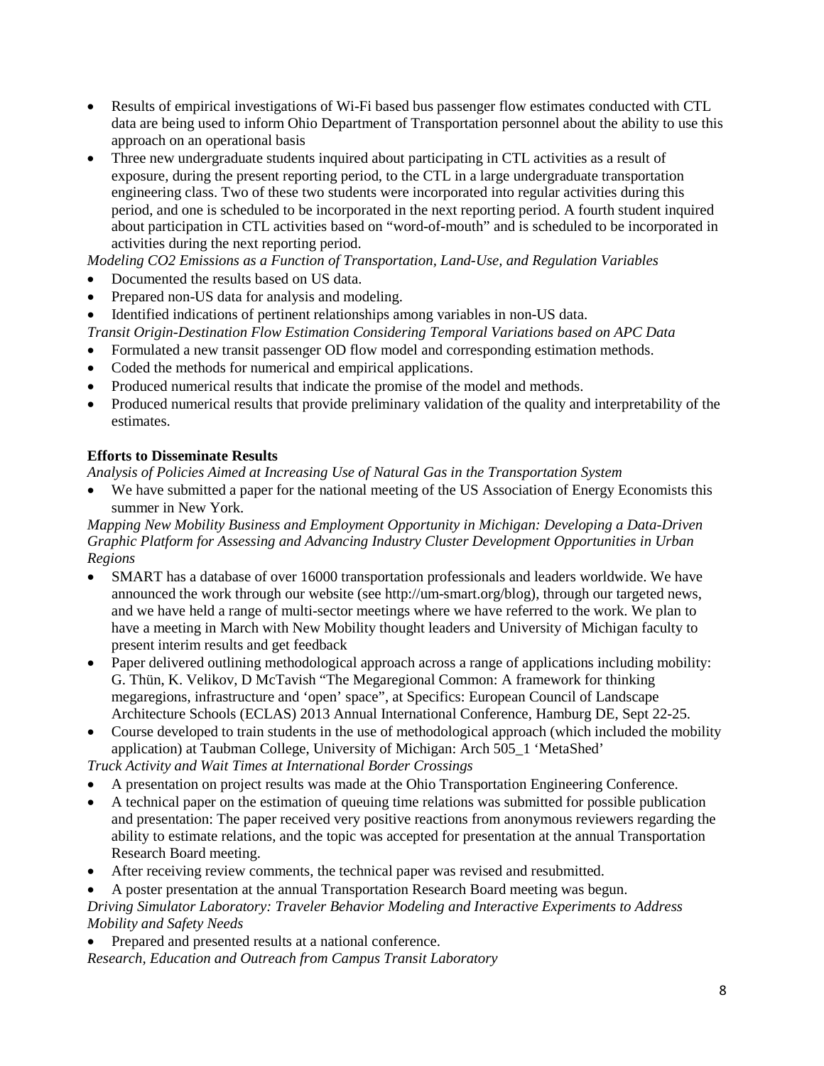- Results of empirical investigations of Wi-Fi based bus passenger flow estimates conducted with CTL data are being used to inform Ohio Department of Transportation personnel about the ability to use this approach on an operational basis
- Three new undergraduate students inquired about participating in CTL activities as a result of exposure, during the present reporting period, to the CTL in a large undergraduate transportation engineering class. Two of these two students were incorporated into regular activities during this period, and one is scheduled to be incorporated in the next reporting period. A fourth student inquired about participation in CTL activities based on "word-of-mouth" and is scheduled to be incorporated in activities during the next reporting period.

*Modeling CO2 Emissions as a Function of Transportation, Land-Use, and Regulation Variables*

- Documented the results based on US data.
- Prepared non-US data for analysis and modeling.
- Identified indications of pertinent relationships among variables in non-US data.

*Transit Origin-Destination Flow Estimation Considering Temporal Variations based on APC Data*

- Formulated a new transit passenger OD flow model and corresponding estimation methods.
- Coded the methods for numerical and empirical applications.
- Produced numerical results that indicate the promise of the model and methods.
- Produced numerical results that provide preliminary validation of the quality and interpretability of the estimates.

**Efforts to Disseminate Results**

*Analysis of Policies Aimed at Increasing Use of Natural Gas in the Transportation System*

- We have submitted a paper for the national meeting of the US Association of Energy Economists this summer in New York.

*Mapping New Mobility Business and Employment Opportunity in Michigan: Developing a Data-Driven Graphic Platform for Assessing and Advancing Industry Cluster Development Opportunities in Urban Regions*

- SMART has a database of over 16000 transportation professionals and leaders worldwide. We have announced the work through our website (see http://um-smart.org/blog), through our targeted news, and we have held a range of multi-sector meetings where we have referred to the work. We plan to have a meeting in March with New Mobility thought leaders and University of Michigan faculty to present interim results and get feedback
- Paper delivered outlining methodological approach across a range of applications including mobility: G. Thün, K. Velikov, D McTavish "The Megaregional Common: A framework for thinking megaregions, infrastructure and 'open' space", at Specifics: European Council of Landscape Architecture Schools (ECLAS) 2013 Annual International Conference, Hamburg DE, Sept 22-25.
- Course developed to train students in the use of methodological approach (which included the mobility application) at Taubman College, University of Michigan: Arch 505_1 'MetaShed'

*Truck Activity and Wait Times at International Border Crossings*

- A presentation on project results was made at the Ohio Transportation Engineering Conference.
- A technical paper on the estimation of queuing time relations was submitted for possible publication and presentation: The paper received very positive reactions from anonymous reviewers regarding the ability to estimate relations, and the topic was accepted for presentation at the annual Transportation Research Board meeting.
- After receiving review comments, the technical paper was revised and resubmitted.
- A poster presentation at the annual Transportation Research Board meeting was begun.

*Driving Simulator Laboratory: Traveler Behavior Modeling and Interactive Experiments to Address Mobility and Safety Needs*

- Prepared and presented results at a national conference.

*Research, Education and Outreach from Campus Transit Laboratory*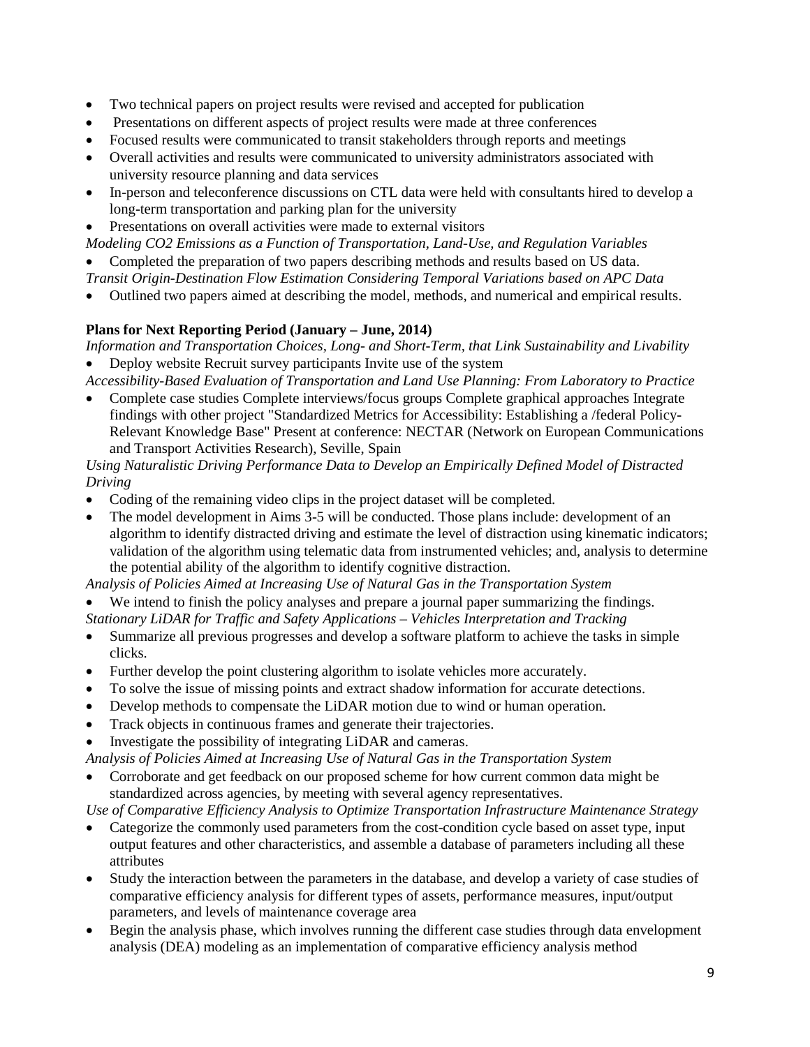- Two technical papers on project results were revised and accepted for publication
- Presentations on different aspects of project results were made at three conferences
- Focused results were communicated to transit stakeholders through reports and meetings
- Overall activities and results were communicated to university administrators associated with university resource planning and data services
- In-person and teleconference discussions on CTL data were held with consultants hired to develop a long-term transportation and parking plan for the university
- Presentations on overall activities were made to external visitors

*Modeling CO2 Emissions as a Function of Transportation, Land-Use, and Regulation Variables*

- Completed the preparation of two papers describing methods and results based on US data.

*Transit Origin-Destination Flow Estimation Considering Temporal Variations based on APC Data*

- Outlined two papers aimed at describing the model, methods, and numerical and empirical results.

**Plans for Next Reporting Period (January – June, 2014)**

*Information and Transportation Choices, Long- and Short-Term, that Link Sustainability and Livability*

- Deploy website Recruit survey participants Invite use of the system

*Accessibility-Based Evaluation of Transportation and Land Use Planning: From Laboratory to Practice*

- Complete case studies Complete interviews/focus groups Complete graphical approaches Integrate findings with other project "Standardized Metrics for Accessibility: Establishing a /federal Policy-Relevant Knowledge Base" Present at conference: NECTAR (Network on European Communications and Transport Activities Research), Seville, Spain

*Using Naturalistic Driving Performance Data to Develop an Empirically Defined Model of Distracted Driving*

- Coding of the remaining video clips in the project dataset will be completed.
- The model development in Aims 3-5 will be conducted. Those plans include: development of an algorithm to identify distracted driving and estimate the level of distraction using kinematic indicators; validation of the algorithm using telematic data from instrumented vehicles; and, analysis to determine the potential ability of the algorithm to identify cognitive distraction.

*Analysis of Policies Aimed at Increasing Use of Natural Gas in the Transportation System*

- We intend to finish the policy analyses and prepare a journal paper summarizing the findings.

*Stationary LiDAR for Traffic and Safety Applications – Vehicles Interpretation and Tracking*

- Summarize all previous progresses and develop a software platform to achieve the tasks in simple clicks.
- Further develop the point clustering algorithm to isolate vehicles more accurately.
- To solve the issue of missing points and extract shadow information for accurate detections.
- Develop methods to compensate the LiDAR motion due to wind or human operation.
- Track objects in continuous frames and generate their trajectories.
- Investigate the possibility of integrating LiDAR and cameras.

*Analysis of Policies Aimed at Increasing Use of Natural Gas in the Transportation System*

- Corroborate and get feedback on our proposed scheme for how current common data might be standardized across agencies, by meeting with several agency representatives.

*Use of Comparative Efficiency Analysis to Optimize Transportation Infrastructure Maintenance Strategy*

- Categorize the commonly used parameters from the cost-condition cycle based on asset type, input output features and other characteristics, and assemble a database of parameters including all these attributes
- Study the interaction between the parameters in the database, and develop a variety of case studies of comparative efficiency analysis for different types of assets, performance measures, input/output parameters, and levels of maintenance coverage area
- Begin the analysis phase, which involves running the different case studies through data envelopment analysis (DEA) modeling as an implementation of comparative efficiency analysis method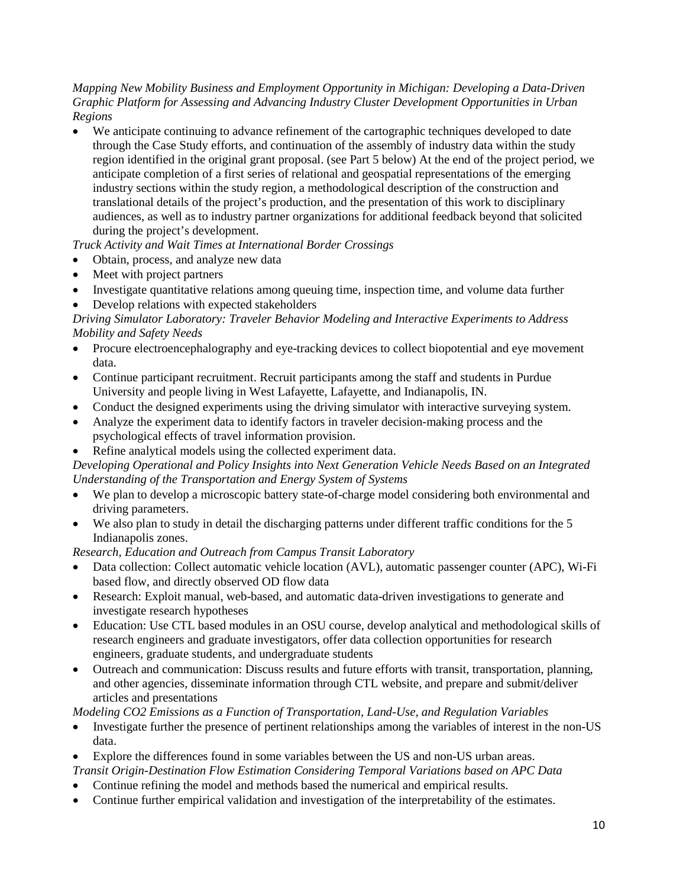*Mapping New Mobility Business and Employment Opportunity in Michigan: Developing a Data-Driven Graphic Platform for Assessing and Advancing Industry Cluster Development Opportunities in Urban Regions*

- We anticipate continuing to advance refinement of the cartographic techniques developed to date through the Case Study efforts, and continuation of the assembly of industry data within the study region identified in the original grant proposal. (see Part 5 below) At the end of the project period, we anticipate completion of a first series of relational and geospatial representations of the emerging industry sections within the study region, a methodological description of the construction and translational details of the project's production, and the presentation of this work to disciplinary audiences, as well as to industry partner organizations for additional feedback beyond that solicited during the project's development.

*Truck Activity and Wait Times at International Border Crossings*

- Obtain, process, and analyze new data
- Meet with project partners
- Investigate quantitative relations among queuing time, inspection time, and volume data further
- Develop relations with expected stakeholders

*Driving Simulator Laboratory: Traveler Behavior Modeling and Interactive Experiments to Address Mobility and Safety Needs*

- Procure electroencephalography and eye-tracking devices to collect biopotential and eye movement data.
- Continue participant recruitment. Recruit participants among the staff and students in Purdue University and people living in West Lafayette, Lafayette, and Indianapolis, IN.
- Conduct the designed experiments using the driving simulator with interactive surveying system.
- Analyze the experiment data to identify factors in traveler decision-making process and the psychological effects of travel information provision.
- Refine analytical models using the collected experiment data.

*Developing Operational and Policy Insights into Next Generation Vehicle Needs Based on an Integrated Understanding of the Transportation and Energy System of Systems*

- We plan to develop a microscopic battery state-of-charge model considering both environmental and driving parameters.
- We also plan to study in detail the discharging patterns under different traffic conditions for the 5 Indianapolis zones.

*Research, Education and Outreach from Campus Transit Laboratory*

- Data collection: Collect automatic vehicle location (AVL), automatic passenger counter (APC), Wi-Fi based flow, and directly observed OD flow data
- Research: Exploit manual, web-based, and automatic data-driven investigations to generate and investigate research hypotheses
- Education: Use CTL based modules in an OSU course, develop analytical and methodological skills of research engineers and graduate investigators, offer data collection opportunities for research engineers, graduate students, and undergraduate students
- Outreach and communication: Discuss results and future efforts with transit, transportation, planning, and other agencies, disseminate information through CTL website, and prepare and submit/deliver articles and presentations

*Modeling CO2 Emissions as a Function of Transportation, Land-Use, and Regulation Variables*

- Investigate further the presence of pertinent relationships among the variables of interest in the non-US data.
- Explore the differences found in some variables between the US and non-US urban areas.

*Transit Origin-Destination Flow Estimation Considering Temporal Variations based on APC Data*

- Continue refining the model and methods based the numerical and empirical results.
- Continue further empirical validation and investigation of the interpretability of the estimates.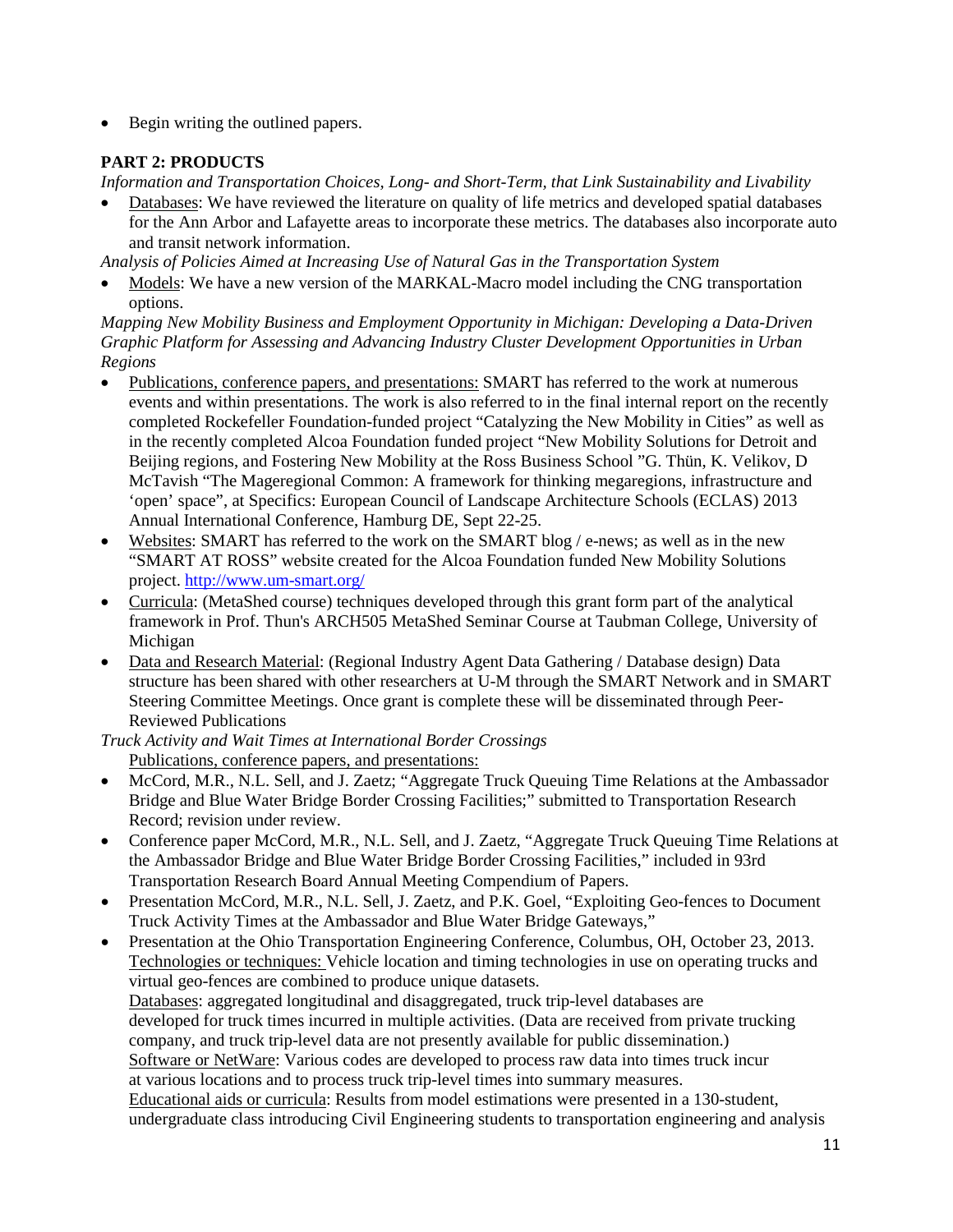- Begin writing the outlined papers.

**PART 2: PRODUCTS**

*Information and Transportation Choices, Long- and Short-Term, that Link Sustainability and Livability*

- Databases: We have reviewed the literature on quality of life metrics and developed spatial databases for the Ann Arbor and Lafayette areas to incorporate these metrics. The databases also incorporate auto and transit network information.

*Analysis of Policies Aimed at Increasing Use of Natural Gas in the Transportation System*

- Models: We have a new version of the MARKAL-Macro model including the CNG transportation options.

*Mapping New Mobility Business and Employment Opportunity in Michigan: Developing a Data-Driven Graphic Platform for Assessing and Advancing Industry Cluster Development Opportunities in Urban Regions*

- Publications, conference papers, and presentations: SMART has referred to the work at numerous events and within presentations. The work is also referred to in the final internal report on the recently completed Rockefeller Foundation-funded project "Catalyzing the New Mobility in Cities" as well as in the recently completed Alcoa Foundation funded project "New Mobility Solutions for Detroit and Beijing regions, and Fostering New Mobility at the Ross Business School "G. Thün, K. Velikov, D McTavish "The Mageregional Common: A framework for thinking megaregions, infrastructure and 'open' space", at Specifics: European Council of Landscape Architecture Schools (ECLAS) 2013 Annual International Conference, Hamburg DE, Sept 22-25.
- Websites: SMART has referred to the work on the SMART blog / e-news; as well as in the new "SMART AT ROSS" website created for the Alcoa Foundation funded New Mobility Solutions project. http://www.um-smart.org/
- Curricula: (MetaShed course) techniques developed through this grant form part of the analytical framework in Prof. Thun's ARCH505 MetaShed Seminar Course at Taubman College, University of Michigan
- Data and Research Material: (Regional Industry Agent Data Gathering / Database design) Data structure has been shared with other researchers at U-M through the SMART Network and in SMART Steering Committee Meetings. Once grant is complete these will be disseminated through Peer-Reviewed Publications

*Truck Activity and Wait Times at International Border Crossings*

Publications, conference papers, and presentations:

- McCord, M.R., N.L. Sell, and J. Zaetz; "Aggregate Truck Queuing Time Relations at the Ambassador Bridge and Blue Water Bridge Border Crossing Facilities;" submitted to Transportation Research Record; revision under review.
- Conference paper McCord, M.R., N.L. Sell, and J. Zaetz, "Aggregate Truck Queuing Time Relations at the Ambassador Bridge and Blue Water Bridge Border Crossing Facilities," included in 93rd Transportation Research Board Annual Meeting Compendium of Papers.
- Presentation McCord, M.R., N.L. Sell, J. Zaetz, and P.K. Goel, "Exploiting Geo-fences to Document Truck Activity Times at the Ambassador and Blue Water Bridge Gateways,"
- Presentation at the Ohio Transportation Engineering Conference, Columbus, OH, October 23, 2013.

  Technologies or techniques: Vehicle location and timing technologies in use on operating trucks and virtual geo-fences are combined to produce unique datasets.

  Databases: aggregated longitudinal and disaggregated, truck trip-level databases are developed for truck times incurred in multiple activities. (Data are received from private trucking company, and truck trip-level data are not presently available for public dissemination.)

  Software or NetWare: Various codes are developed to process raw data into times truck incur at various locations and to process truck trip-level times into summary measures.

  Educational aids or curricula: Results from model estimations were presented in a 130-student, undergraduate class introducing Civil Engineering students to transportation engineering and analysis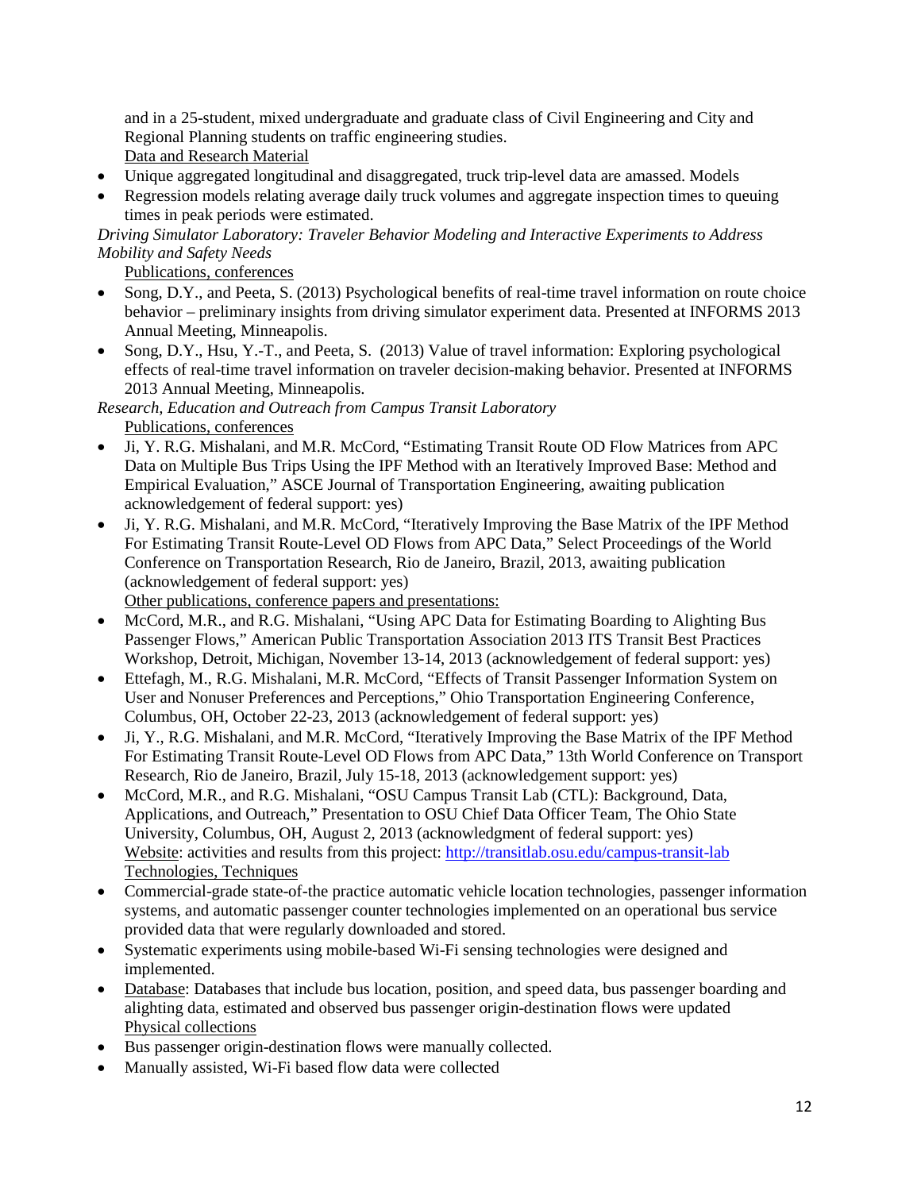and in a 25-student, mixed undergraduate and graduate class of Civil Engineering and City and Regional Planning students on traffic engineering studies.

Data and Research Material

- Unique aggregated longitudinal and disaggregated, truck trip-level data are amassed. Models
- Regression models relating average daily truck volumes and aggregate inspection times to queuing times in peak periods were estimated.

*Driving Simulator Laboratory: Traveler Behavior Modeling and Interactive Experiments to Address Mobility and Safety Needs*

Publications, conferences

- Song, D.Y., and Peeta, S. (2013) Psychological benefits of real-time travel information on route choice behavior – preliminary insights from driving simulator experiment data. Presented at INFORMS 2013 Annual Meeting, Minneapolis.
- Song, D.Y., Hsu, Y.-T., and Peeta, S. (2013) Value of travel information: Exploring psychological effects of real-time travel information on traveler decision-making behavior. Presented at INFORMS 2013 Annual Meeting, Minneapolis.

*Research, Education and Outreach from Campus Transit Laboratory*

Publications, conferences

- Ji, Y. R.G. Mishalani, and M.R. McCord, "Estimating Transit Route OD Flow Matrices from APC Data on Multiple Bus Trips Using the IPF Method with an Iteratively Improved Base: Method and Empirical Evaluation," ASCE Journal of Transportation Engineering, awaiting publication acknowledgement of federal support: yes)
- Ji, Y. R.G. Mishalani, and M.R. McCord, "Iteratively Improving the Base Matrix of the IPF Method For Estimating Transit Route-Level OD Flows from APC Data," Select Proceedings of the World Conference on Transportation Research, Rio de Janeiro, Brazil, 2013, awaiting publication (acknowledgement of federal support: yes)

Other publications, conference papers and presentations:

- McCord, M.R., and R.G. Mishalani, "Using APC Data for Estimating Boarding to Alighting Bus Passenger Flows," American Public Transportation Association 2013 ITS Transit Best Practices Workshop, Detroit, Michigan, November 13-14, 2013 (acknowledgement of federal support: yes)
- Ettefagh, M., R.G. Mishalani, M.R. McCord, "Effects of Transit Passenger Information System on User and Nonuser Preferences and Perceptions," Ohio Transportation Engineering Conference, Columbus, OH, October 22-23, 2013 (acknowledgement of federal support: yes)
- Ji, Y., R.G. Mishalani, and M.R. McCord, "Iteratively Improving the Base Matrix of the IPF Method For Estimating Transit Route-Level OD Flows from APC Data," 13th World Conference on Transport Research, Rio de Janeiro, Brazil, July 15-18, 2013 (acknowledgement support: yes)
- McCord, M.R., and R.G. Mishalani, "OSU Campus Transit Lab (CTL): Background, Data, Applications, and Outreach," Presentation to OSU Chief Data Officer Team, The Ohio State University, Columbus, OH, August 2, 2013 (acknowledgment of federal support: yes)

Website: activities and results from this project: http://transitlab.osu.edu/campus-transit-lab

Technologies, Techniques

- Commercial-grade state-of-the practice automatic vehicle location technologies, passenger information systems, and automatic passenger counter technologies implemented on an operational bus service provided data that were regularly downloaded and stored.
- Systematic experiments using mobile-based Wi-Fi sensing technologies were designed and implemented.
- Database: Databases that include bus location, position, and speed data, bus passenger boarding and alighting data, estimated and observed bus passenger origin-destination flows were updated

Physical collections

- Bus passenger origin-destination flows were manually collected.
- Manually assisted, Wi-Fi based flow data were collected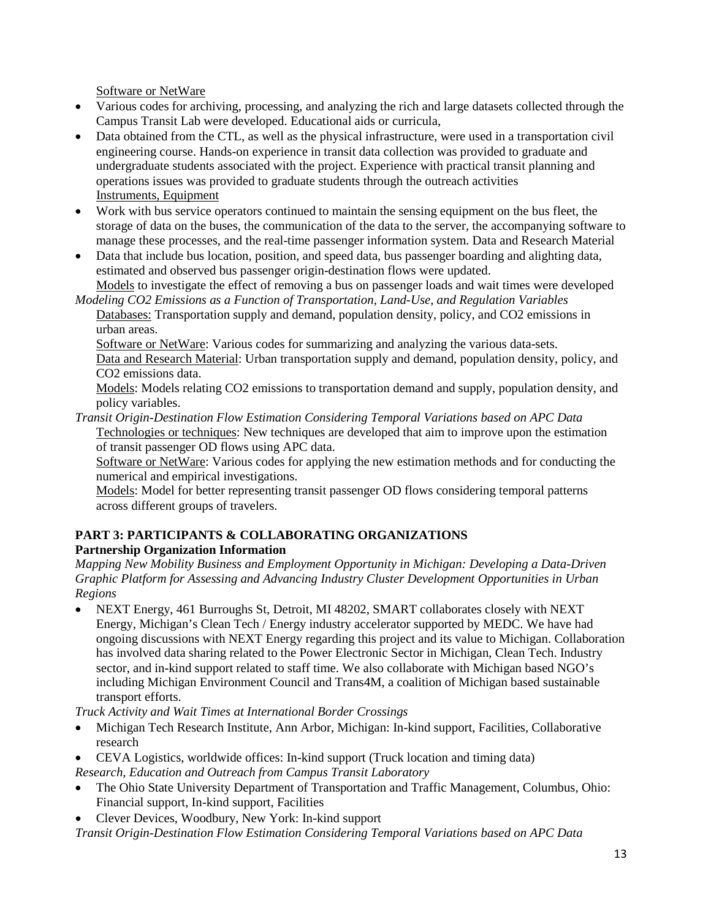Software or NetWare

- Various codes for archiving, processing, and analyzing the rich and large datasets collected through the Campus Transit Lab were developed. Educational aids or curricula,
- Data obtained from the CTL, as well as the physical infrastructure, were used in a transportation civil engineering course. Hands-on experience in transit data collection was provided to graduate and undergraduate students associated with the project. Experience with practical transit planning and operations issues was provided to graduate students through the outreach activities

  Instruments, Equipment
- Work with bus service operators continued to maintain the sensing equipment on the bus fleet, the storage of data on the buses, the communication of the data to the server, the accompanying software to manage these processes, and the real-time passenger information system. Data and Research Material
- Data that include bus location, position, and speed data, bus passenger boarding and alighting data, estimated and observed bus passenger origin-destination flows were updated.

  Models to investigate the effect of removing a bus on passenger loads and wait times were developed

*Modeling CO2 Emissions as a Function of Transportation, Land-Use, and Regulation Variables*

Databases: Transportation supply and demand, population density, policy, and CO2 emissions in urban areas.

Software or NetWare: Various codes for summarizing and analyzing the various data-sets.

Data and Research Material: Urban transportation supply and demand, population density, policy, and CO2 emissions data.

Models: Models relating CO2 emissions to transportation demand and supply, population density, and policy variables.

*Transit Origin-Destination Flow Estimation Considering Temporal Variations based on APC Data*

Technologies or techniques: New techniques are developed that aim to improve upon the estimation of transit passenger OD flows using APC data.

Software or NetWare: Various codes for applying the new estimation methods and for conducting the numerical and empirical investigations.

Models: Model for better representing transit passenger OD flows considering temporal patterns across different groups of travelers.

## PART 3: PARTICIPANTS & COLLABORATING ORGANIZATIONS

### Partnership Organization Information

*Mapping New Mobility Business and Employment Opportunity in Michigan: Developing a Data-Driven Graphic Platform for Assessing and Advancing Industry Cluster Development Opportunities in Urban Regions*

- NEXT Energy, 461 Burroughs St, Detroit, MI 48202, SMART collaborates closely with NEXT Energy, Michigan's Clean Tech / Energy industry accelerator supported by MEDC. We have had ongoing discussions with NEXT Energy regarding this project and its value to Michigan. Collaboration has involved data sharing related to the Power Electronic Sector in Michigan, Clean Tech. Industry sector, and in-kind support related to staff time. We also collaborate with Michigan based NGO's including Michigan Environment Council and Trans4M, a coalition of Michigan based sustainable transport efforts.

*Truck Activity and Wait Times at International Border Crossings*

- Michigan Tech Research Institute, Ann Arbor, Michigan: In-kind support, Facilities, Collaborative research
- CEVA Logistics, worldwide offices: In-kind support (Truck location and timing data)

*Research, Education and Outreach from Campus Transit Laboratory*

- The Ohio State University Department of Transportation and Traffic Management, Columbus, Ohio: Financial support, In-kind support, Facilities
- Clever Devices, Woodbury, New York: In-kind support

*Transit Origin-Destination Flow Estimation Considering Temporal Variations based on APC Data*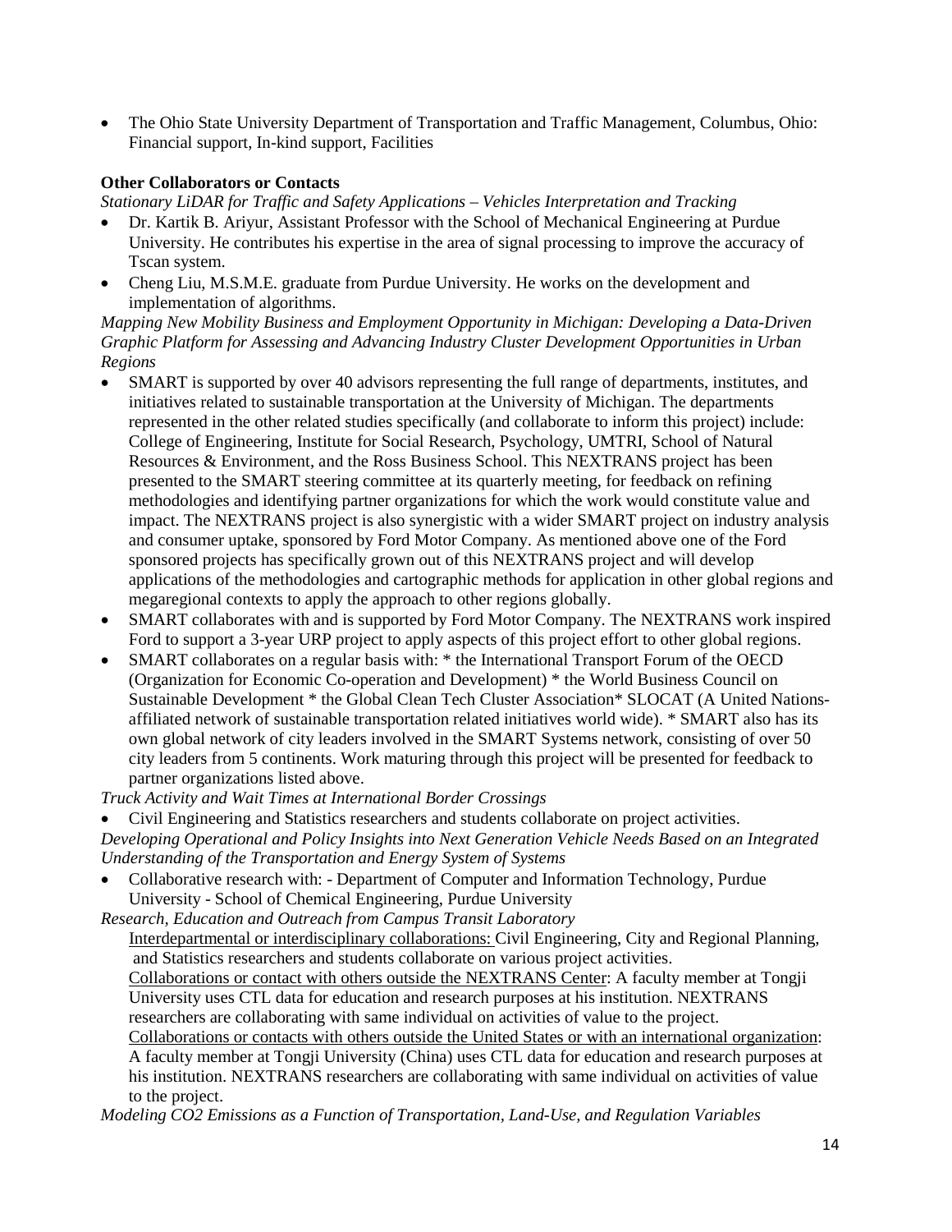- The Ohio State University Department of Transportation and Traffic Management, Columbus, Ohio: Financial support, In-kind support, Facilities

**Other Collaborators or Contacts**

*Stationary LiDAR for Traffic and Safety Applications – Vehicles Interpretation and Tracking*

- Dr. Kartik B. Ariyur, Assistant Professor with the School of Mechanical Engineering at Purdue University. He contributes his expertise in the area of signal processing to improve the accuracy of Tscan system.
- Cheng Liu, M.S.M.E. graduate from Purdue University. He works on the development and implementation of algorithms.

*Mapping New Mobility Business and Employment Opportunity in Michigan: Developing a Data-Driven Graphic Platform for Assessing and Advancing Industry Cluster Development Opportunities in Urban Regions*

- SMART is supported by over 40 advisors representing the full range of departments, institutes, and initiatives related to sustainable transportation at the University of Michigan. The departments represented in the other related studies specifically (and collaborate to inform this project) include: College of Engineering, Institute for Social Research, Psychology, UMTRI, School of Natural Resources & Environment, and the Ross Business School. This NEXTRANS project has been presented to the SMART steering committee at its quarterly meeting, for feedback on refining methodologies and identifying partner organizations for which the work would constitute value and impact. The NEXTRANS project is also synergistic with a wider SMART project on industry analysis and consumer uptake, sponsored by Ford Motor Company. As mentioned above one of the Ford sponsored projects has specifically grown out of this NEXTRANS project and will develop applications of the methodologies and cartographic methods for application in other global regions and megaregional contexts to apply the approach to other regions globally.
- SMART collaborates with and is supported by Ford Motor Company. The NEXTRANS work inspired Ford to support a 3-year URP project to apply aspects of this project effort to other global regions.
- SMART collaborates on a regular basis with: * the International Transport Forum of the OECD (Organization for Economic Co-operation and Development) * the World Business Council on Sustainable Development * the Global Clean Tech Cluster Association* SLOCAT (A United Nations-affiliated network of sustainable transportation related initiatives world wide). * SMART also has its own global network of city leaders involved in the SMART Systems network, consisting of over 50 city leaders from 5 continents. Work maturing through this project will be presented for feedback to partner organizations listed above.

*Truck Activity and Wait Times at International Border Crossings*

- Civil Engineering and Statistics researchers and students collaborate on project activities.

*Developing Operational and Policy Insights into Next Generation Vehicle Needs Based on an Integrated Understanding of the Transportation and Energy System of Systems*

- Collaborative research with: - Department of Computer and Information Technology, Purdue University - School of Chemical Engineering, Purdue University

*Research, Education and Outreach from Campus Transit Laboratory*

Interdepartmental or interdisciplinary collaborations: Civil Engineering, City and Regional Planning, and Statistics researchers and students collaborate on various project activities.

Collaborations or contact with others outside the NEXTRANS Center: A faculty member at Tongji University uses CTL data for education and research purposes at his institution. NEXTRANS researchers are collaborating with same individual on activities of value to the project.

Collaborations or contacts with others outside the United States or with an international organization: A faculty member at Tongji University (China) uses CTL data for education and research purposes at his institution. NEXTRANS researchers are collaborating with same individual on activities of value to the project.

*Modeling CO2 Emissions as a Function of Transportation, Land-Use, and Regulation Variables*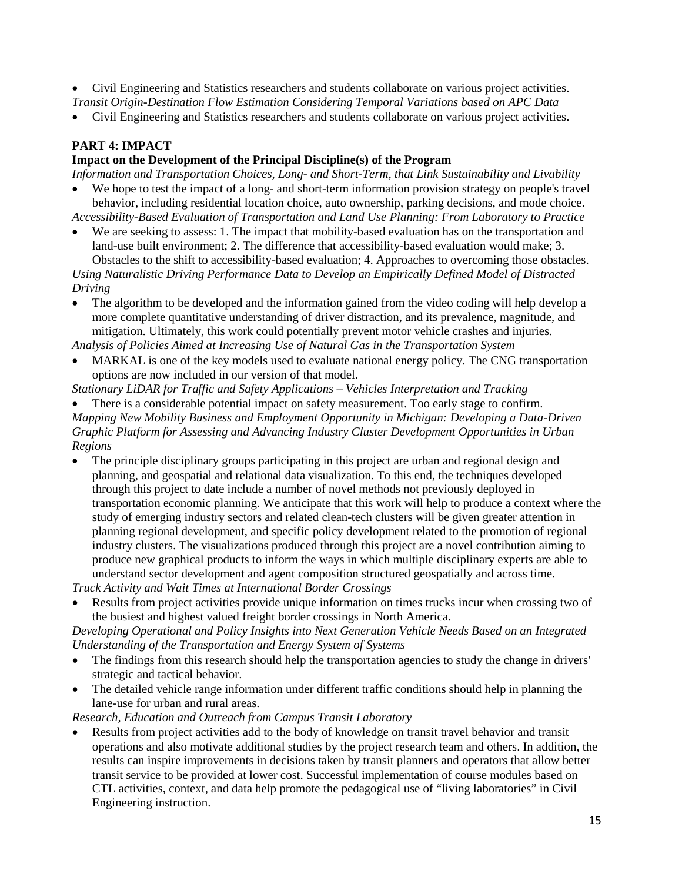- Civil Engineering and Statistics researchers and students collaborate on various project activities.

*Transit Origin-Destination Flow Estimation Considering Temporal Variations based on APC Data*

- Civil Engineering and Statistics researchers and students collaborate on various project activities.

## PART 4: IMPACT

### Impact on the Development of the Principal Discipline(s) of the Program

*Information and Transportation Choices, Long- and Short-Term, that Link Sustainability and Livability*

- We hope to test the impact of a long- and short-term information provision strategy on people's travel behavior, including residential location choice, auto ownership, parking decisions, and mode choice.

*Accessibility-Based Evaluation of Transportation and Land Use Planning: From Laboratory to Practice*

- We are seeking to assess: 1. The impact that mobility-based evaluation has on the transportation and land-use built environment; 2. The difference that accessibility-based evaluation would make; 3. Obstacles to the shift to accessibility-based evaluation; 4. Approaches to overcoming those obstacles.

*Using Naturalistic Driving Performance Data to Develop an Empirically Defined Model of Distracted Driving*

- The algorithm to be developed and the information gained from the video coding will help develop a more complete quantitative understanding of driver distraction, and its prevalence, magnitude, and mitigation. Ultimately, this work could potentially prevent motor vehicle crashes and injuries.

*Analysis of Policies Aimed at Increasing Use of Natural Gas in the Transportation System*

- MARKAL is one of the key models used to evaluate national energy policy. The CNG transportation options are now included in our version of that model.

*Stationary LiDAR for Traffic and Safety Applications – Vehicles Interpretation and Tracking*

- There is a considerable potential impact on safety measurement. Too early stage to confirm.

*Mapping New Mobility Business and Employment Opportunity in Michigan: Developing a Data-Driven Graphic Platform for Assessing and Advancing Industry Cluster Development Opportunities in Urban Regions*

- The principle disciplinary groups participating in this project are urban and regional design and planning, and geospatial and relational data visualization. To this end, the techniques developed through this project to date include a number of novel methods not previously deployed in transportation economic planning. We anticipate that this work will help to produce a context where the study of emerging industry sectors and related clean-tech clusters will be given greater attention in planning regional development, and specific policy development related to the promotion of regional industry clusters. The visualizations produced through this project are a novel contribution aiming to produce new graphical products to inform the ways in which multiple disciplinary experts are able to understand sector development and agent composition structured geospatially and across time.

*Truck Activity and Wait Times at International Border Crossings*

- Results from project activities provide unique information on times trucks incur when crossing two of the busiest and highest valued freight border crossings in North America.

*Developing Operational and Policy Insights into Next Generation Vehicle Needs Based on an Integrated Understanding of the Transportation and Energy System of Systems*

- The findings from this research should help the transportation agencies to study the change in drivers' strategic and tactical behavior.
- The detailed vehicle range information under different traffic conditions should help in planning the lane-use for urban and rural areas.

*Research, Education and Outreach from Campus Transit Laboratory*

- Results from project activities add to the body of knowledge on transit travel behavior and transit operations and also motivate additional studies by the project research team and others. In addition, the results can inspire improvements in decisions taken by transit planners and operators that allow better transit service to be provided at lower cost. Successful implementation of course modules based on CTL activities, context, and data help promote the pedagogical use of "living laboratories" in Civil Engineering instruction.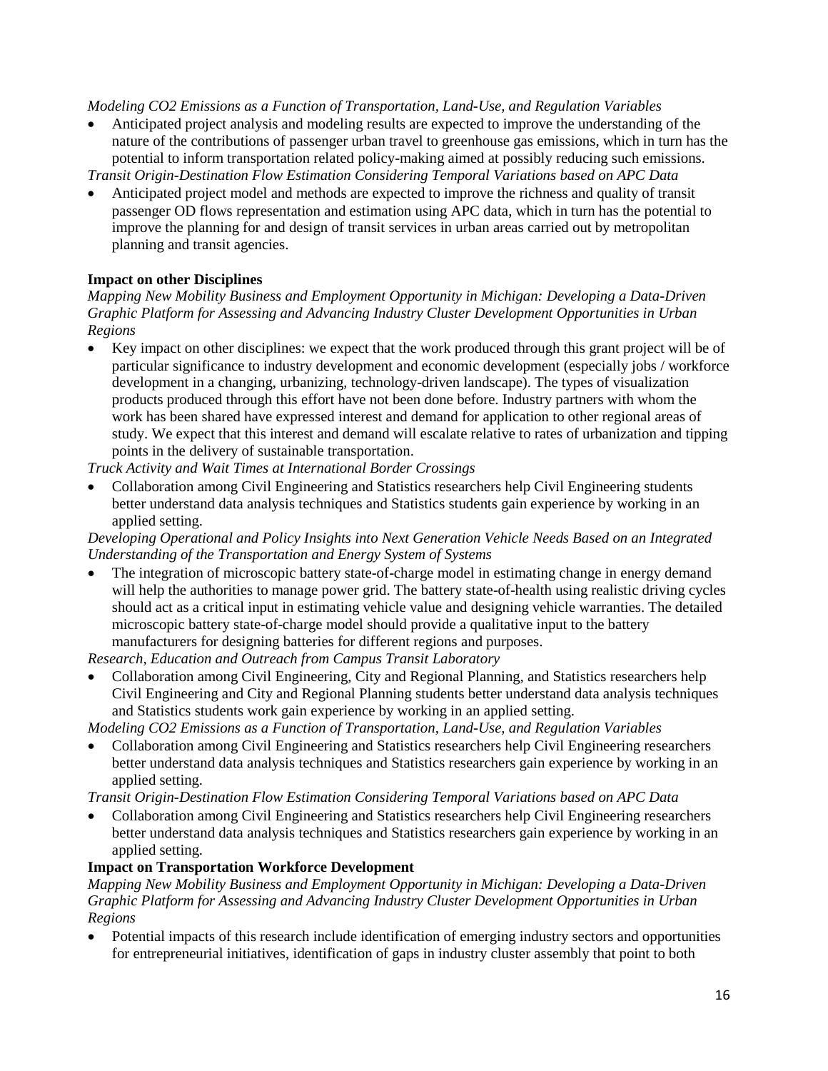*Modeling CO2 Emissions as a Function of Transportation, Land-Use, and Regulation Variables*

- Anticipated project analysis and modeling results are expected to improve the understanding of the nature of the contributions of passenger urban travel to greenhouse gas emissions, which in turn has the potential to inform transportation related policy-making aimed at possibly reducing such emissions.

*Transit Origin-Destination Flow Estimation Considering Temporal Variations based on APC Data*

- Anticipated project model and methods are expected to improve the richness and quality of transit passenger OD flows representation and estimation using APC data, which in turn has the potential to improve the planning for and design of transit services in urban areas carried out by metropolitan planning and transit agencies.

**Impact on other Disciplines**

*Mapping New Mobility Business and Employment Opportunity in Michigan: Developing a Data-Driven Graphic Platform for Assessing and Advancing Industry Cluster Development Opportunities in Urban Regions*

- Key impact on other disciplines: we expect that the work produced through this grant project will be of particular significance to industry development and economic development (especially jobs / workforce development in a changing, urbanizing, technology-driven landscape). The types of visualization products produced through this effort have not been done before. Industry partners with whom the work has been shared have expressed interest and demand for application to other regional areas of study. We expect that this interest and demand will escalate relative to rates of urbanization and tipping points in the delivery of sustainable transportation.

*Truck Activity and Wait Times at International Border Crossings*

- Collaboration among Civil Engineering and Statistics researchers help Civil Engineering students better understand data analysis techniques and Statistics students gain experience by working in an applied setting.

*Developing Operational and Policy Insights into Next Generation Vehicle Needs Based on an Integrated Understanding of the Transportation and Energy System of Systems*

- The integration of microscopic battery state-of-charge model in estimating change in energy demand will help the authorities to manage power grid. The battery state-of-health using realistic driving cycles should act as a critical input in estimating vehicle value and designing vehicle warranties. The detailed microscopic battery state-of-charge model should provide a qualitative input to the battery manufacturers for designing batteries for different regions and purposes.

*Research, Education and Outreach from Campus Transit Laboratory*

- Collaboration among Civil Engineering, City and Regional Planning, and Statistics researchers help Civil Engineering and City and Regional Planning students better understand data analysis techniques and Statistics students work gain experience by working in an applied setting.

*Modeling CO2 Emissions as a Function of Transportation, Land-Use, and Regulation Variables*

- Collaboration among Civil Engineering and Statistics researchers help Civil Engineering researchers better understand data analysis techniques and Statistics researchers gain experience by working in an applied setting.

*Transit Origin-Destination Flow Estimation Considering Temporal Variations based on APC Data*

- Collaboration among Civil Engineering and Statistics researchers help Civil Engineering researchers better understand data analysis techniques and Statistics researchers gain experience by working in an applied setting.

**Impact on Transportation Workforce Development**

*Mapping New Mobility Business and Employment Opportunity in Michigan: Developing a Data-Driven Graphic Platform for Assessing and Advancing Industry Cluster Development Opportunities in Urban Regions*

- Potential impacts of this research include identification of emerging industry sectors and opportunities for entrepreneurial initiatives, identification of gaps in industry cluster assembly that point to both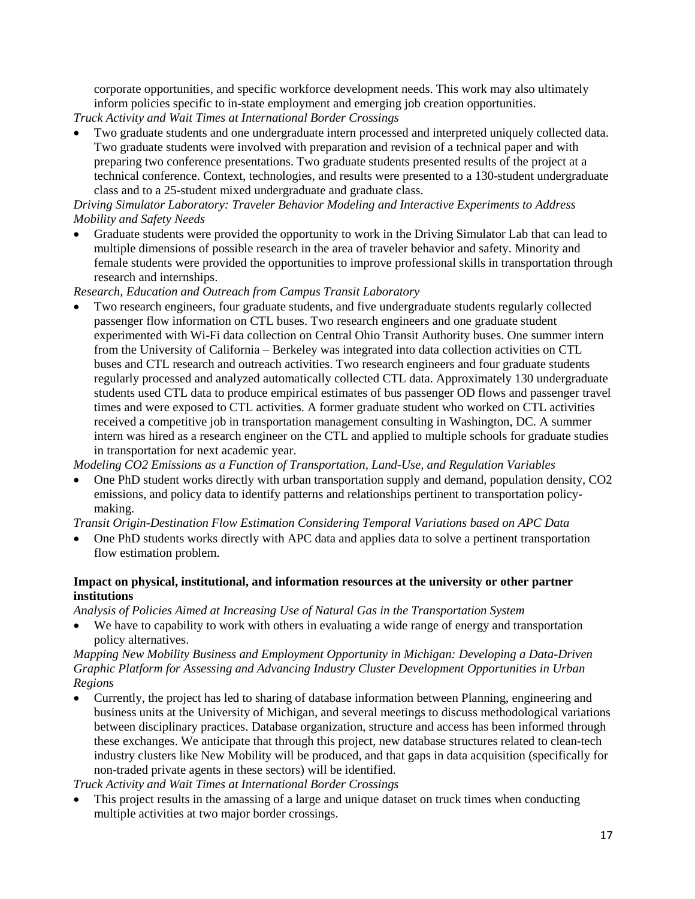corporate opportunities, and specific workforce development needs. This work may also ultimately inform policies specific to in-state employment and emerging job creation opportunities.

*Truck Activity and Wait Times at International Border Crossings*

- Two graduate students and one undergraduate intern processed and interpreted uniquely collected data. Two graduate students were involved with preparation and revision of a technical paper and with preparing two conference presentations. Two graduate students presented results of the project at a technical conference. Context, technologies, and results were presented to a 130-student undergraduate class and to a 25-student mixed undergraduate and graduate class.

*Driving Simulator Laboratory: Traveler Behavior Modeling and Interactive Experiments to Address Mobility and Safety Needs*

- Graduate students were provided the opportunity to work in the Driving Simulator Lab that can lead to multiple dimensions of possible research in the area of traveler behavior and safety. Minority and female students were provided the opportunities to improve professional skills in transportation through research and internships.

*Research, Education and Outreach from Campus Transit Laboratory*

- Two research engineers, four graduate students, and five undergraduate students regularly collected passenger flow information on CTL buses. Two research engineers and one graduate student experimented with Wi-Fi data collection on Central Ohio Transit Authority buses. One summer intern from the University of California – Berkeley was integrated into data collection activities on CTL buses and CTL research and outreach activities. Two research engineers and four graduate students regularly processed and analyzed automatically collected CTL data. Approximately 130 undergraduate students used CTL data to produce empirical estimates of bus passenger OD flows and passenger travel times and were exposed to CTL activities. A former graduate student who worked on CTL activities received a competitive job in transportation management consulting in Washington, DC. A summer intern was hired as a research engineer on the CTL and applied to multiple schools for graduate studies in transportation for next academic year.

*Modeling CO2 Emissions as a Function of Transportation, Land-Use, and Regulation Variables*

- One PhD student works directly with urban transportation supply and demand, population density, CO2 emissions, and policy data to identify patterns and relationships pertinent to transportation policy-making.

*Transit Origin-Destination Flow Estimation Considering Temporal Variations based on APC Data*

- One PhD students works directly with APC data and applies data to solve a pertinent transportation flow estimation problem.

**Impact on physical, institutional, and information resources at the university or other partner institutions**

*Analysis of Policies Aimed at Increasing Use of Natural Gas in the Transportation System*

- We have to capability to work with others in evaluating a wide range of energy and transportation policy alternatives.

*Mapping New Mobility Business and Employment Opportunity in Michigan: Developing a Data-Driven Graphic Platform for Assessing and Advancing Industry Cluster Development Opportunities in Urban Regions*

- Currently, the project has led to sharing of database information between Planning, engineering and business units at the University of Michigan, and several meetings to discuss methodological variations between disciplinary practices. Database organization, structure and access has been informed through these exchanges. We anticipate that through this project, new database structures related to clean-tech industry clusters like New Mobility will be produced, and that gaps in data acquisition (specifically for non-traded private agents in these sectors) will be identified.

*Truck Activity and Wait Times at International Border Crossings*

- This project results in the amassing of a large and unique dataset on truck times when conducting multiple activities at two major border crossings.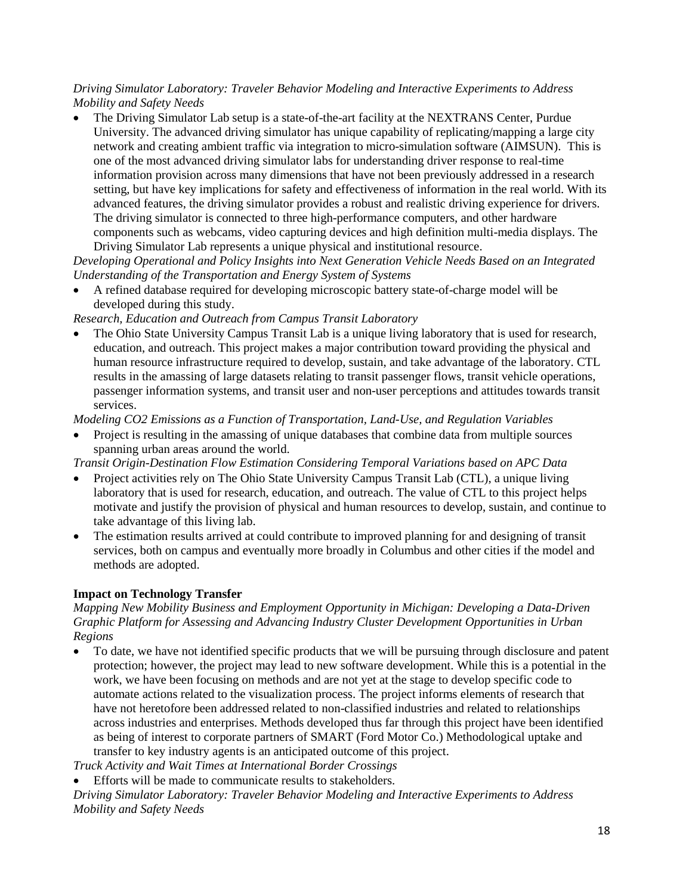*Driving Simulator Laboratory: Traveler Behavior Modeling and Interactive Experiments to Address Mobility and Safety Needs*

- The Driving Simulator Lab setup is a state-of-the-art facility at the NEXTRANS Center, Purdue University. The advanced driving simulator has unique capability of replicating/mapping a large city network and creating ambient traffic via integration to micro-simulation software (AIMSUN). This is one of the most advanced driving simulator labs for understanding driver response to real-time information provision across many dimensions that have not been previously addressed in a research setting, but have key implications for safety and effectiveness of information in the real world. With its advanced features, the driving simulator provides a robust and realistic driving experience for drivers. The driving simulator is connected to three high-performance computers, and other hardware components such as webcams, video capturing devices and high definition multi-media displays. The Driving Simulator Lab represents a unique physical and institutional resource.

*Developing Operational and Policy Insights into Next Generation Vehicle Needs Based on an Integrated Understanding of the Transportation and Energy System of Systems*

- A refined database required for developing microscopic battery state-of-charge model will be developed during this study.

*Research, Education and Outreach from Campus Transit Laboratory*

- The Ohio State University Campus Transit Lab is a unique living laboratory that is used for research, education, and outreach. This project makes a major contribution toward providing the physical and human resource infrastructure required to develop, sustain, and take advantage of the laboratory. CTL results in the amassing of large datasets relating to transit passenger flows, transit vehicle operations, passenger information systems, and transit user and non-user perceptions and attitudes towards transit services.

*Modeling CO2 Emissions as a Function of Transportation, Land-Use, and Regulation Variables*

- Project is resulting in the amassing of unique databases that combine data from multiple sources spanning urban areas around the world.

*Transit Origin-Destination Flow Estimation Considering Temporal Variations based on APC Data*

- Project activities rely on The Ohio State University Campus Transit Lab (CTL), a unique living laboratory that is used for research, education, and outreach. The value of CTL to this project helps motivate and justify the provision of physical and human resources to develop, sustain, and continue to take advantage of this living lab.
- The estimation results arrived at could contribute to improved planning for and designing of transit services, both on campus and eventually more broadly in Columbus and other cities if the model and methods are adopted.

**Impact on Technology Transfer**

*Mapping New Mobility Business and Employment Opportunity in Michigan: Developing a Data-Driven Graphic Platform for Assessing and Advancing Industry Cluster Development Opportunities in Urban Regions*

- To date, we have not identified specific products that we will be pursuing through disclosure and patent protection; however, the project may lead to new software development. While this is a potential in the work, we have been focusing on methods and are not yet at the stage to develop specific code to automate actions related to the visualization process. The project informs elements of research that have not heretofore been addressed related to non-classified industries and related to relationships across industries and enterprises. Methods developed thus far through this project have been identified as being of interest to corporate partners of SMART (Ford Motor Co.) Methodological uptake and transfer to key industry agents is an anticipated outcome of this project.

*Truck Activity and Wait Times at International Border Crossings*

- Efforts will be made to communicate results to stakeholders.

*Driving Simulator Laboratory: Traveler Behavior Modeling and Interactive Experiments to Address Mobility and Safety Needs*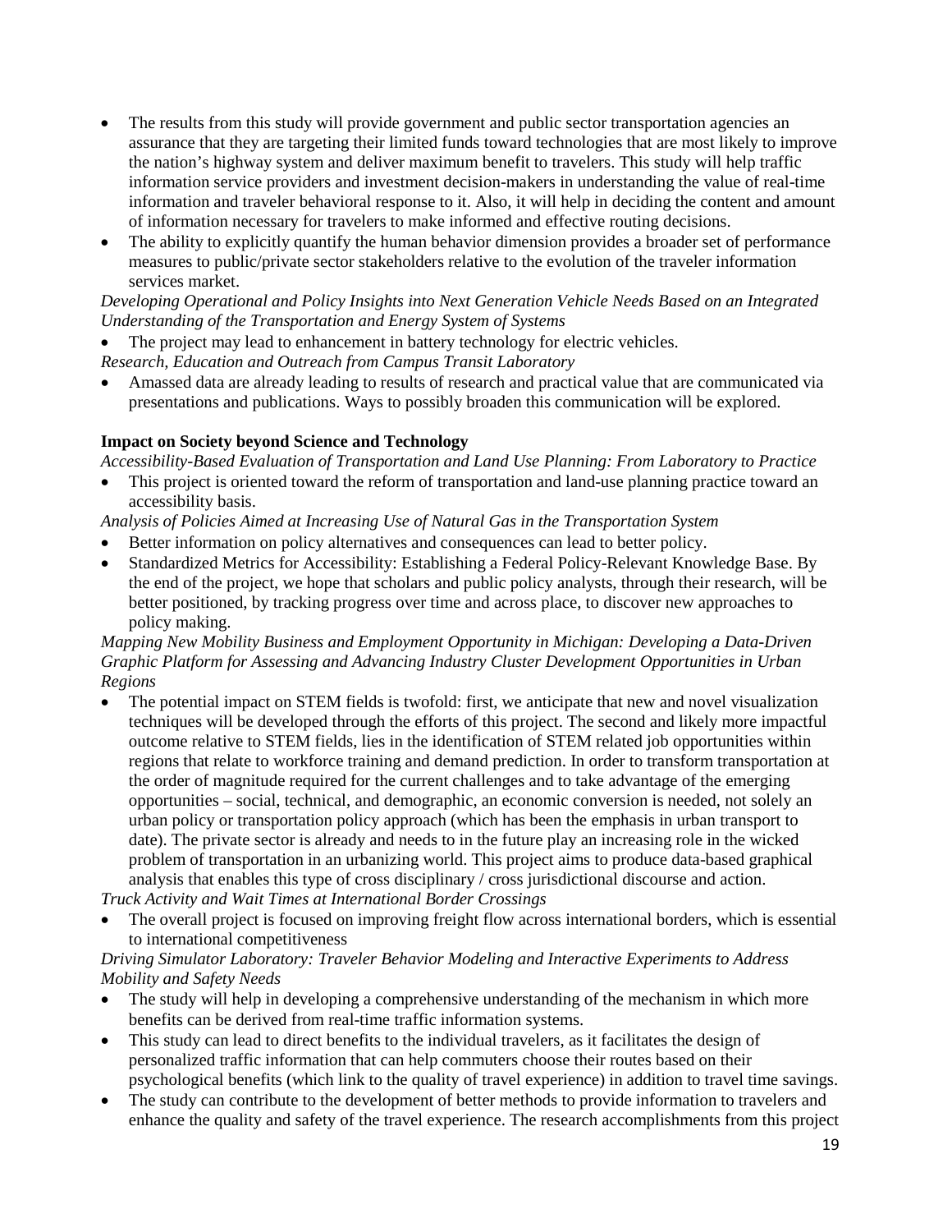- The results from this study will provide government and public sector transportation agencies an assurance that they are targeting their limited funds toward technologies that are most likely to improve the nation's highway system and deliver maximum benefit to travelers. This study will help traffic information service providers and investment decision-makers in understanding the value of real-time information and traveler behavioral response to it. Also, it will help in deciding the content and amount of information necessary for travelers to make informed and effective routing decisions.
- The ability to explicitly quantify the human behavior dimension provides a broader set of performance measures to public/private sector stakeholders relative to the evolution of the traveler information services market.

*Developing Operational and Policy Insights into Next Generation Vehicle Needs Based on an Integrated Understanding of the Transportation and Energy System of Systems*

- The project may lead to enhancement in battery technology for electric vehicles.

*Research, Education and Outreach from Campus Transit Laboratory*

- Amassed data are already leading to results of research and practical value that are communicated via presentations and publications. Ways to possibly broaden this communication will be explored.

**Impact on Society beyond Science and Technology**

*Accessibility-Based Evaluation of Transportation and Land Use Planning: From Laboratory to Practice*

- This project is oriented toward the reform of transportation and land-use planning practice toward an accessibility basis.

*Analysis of Policies Aimed at Increasing Use of Natural Gas in the Transportation System*

- Better information on policy alternatives and consequences can lead to better policy.
- Standardized Metrics for Accessibility: Establishing a Federal Policy-Relevant Knowledge Base. By the end of the project, we hope that scholars and public policy analysts, through their research, will be better positioned, by tracking progress over time and across place, to discover new approaches to policy making.

*Mapping New Mobility Business and Employment Opportunity in Michigan: Developing a Data-Driven Graphic Platform for Assessing and Advancing Industry Cluster Development Opportunities in Urban Regions*

- The potential impact on STEM fields is twofold: first, we anticipate that new and novel visualization techniques will be developed through the efforts of this project. The second and likely more impactful outcome relative to STEM fields, lies in the identification of STEM related job opportunities within regions that relate to workforce training and demand prediction. In order to transform transportation at the order of magnitude required for the current challenges and to take advantage of the emerging opportunities – social, technical, and demographic, an economic conversion is needed, not solely an urban policy or transportation policy approach (which has been the emphasis in urban transport to date). The private sector is already and needs to in the future play an increasing role in the wicked problem of transportation in an urbanizing world. This project aims to produce data-based graphical analysis that enables this type of cross disciplinary / cross jurisdictional discourse and action.

*Truck Activity and Wait Times at International Border Crossings*

- The overall project is focused on improving freight flow across international borders, which is essential to international competitiveness

*Driving Simulator Laboratory: Traveler Behavior Modeling and Interactive Experiments to Address Mobility and Safety Needs*

- The study will help in developing a comprehensive understanding of the mechanism in which more benefits can be derived from real-time traffic information systems.
- This study can lead to direct benefits to the individual travelers, as it facilitates the design of personalized traffic information that can help commuters choose their routes based on their psychological benefits (which link to the quality of travel experience) in addition to travel time savings.
- The study can contribute to the development of better methods to provide information to travelers and enhance the quality and safety of the travel experience. The research accomplishments from this project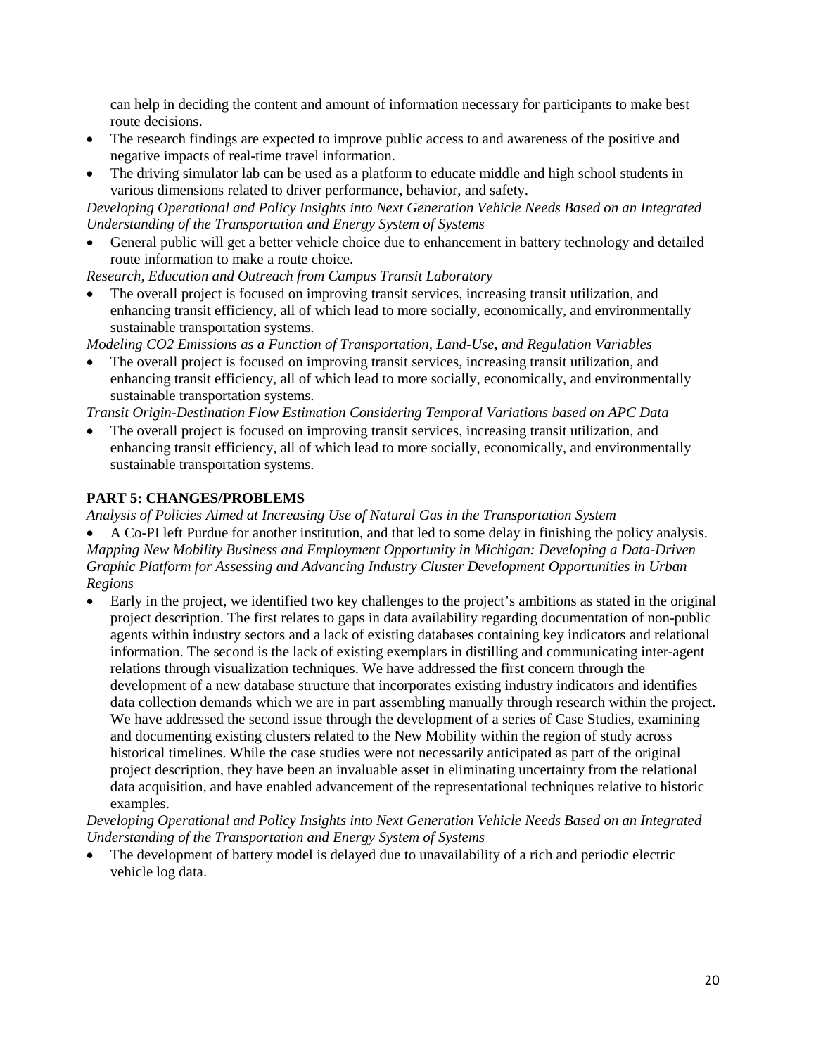can help in deciding the content and amount of information necessary for participants to make best route decisions.

- The research findings are expected to improve public access to and awareness of the positive and negative impacts of real-time travel information.
- The driving simulator lab can be used as a platform to educate middle and high school students in various dimensions related to driver performance, behavior, and safety.

*Developing Operational and Policy Insights into Next Generation Vehicle Needs Based on an Integrated Understanding of the Transportation and Energy System of Systems*

- General public will get a better vehicle choice due to enhancement in battery technology and detailed route information to make a route choice.

*Research, Education and Outreach from Campus Transit Laboratory*

- The overall project is focused on improving transit services, increasing transit utilization, and enhancing transit efficiency, all of which lead to more socially, economically, and environmentally sustainable transportation systems.

*Modeling CO2 Emissions as a Function of Transportation, Land-Use, and Regulation Variables*

- The overall project is focused on improving transit services, increasing transit utilization, and enhancing transit efficiency, all of which lead to more socially, economically, and environmentally sustainable transportation systems.

*Transit Origin-Destination Flow Estimation Considering Temporal Variations based on APC Data*

- The overall project is focused on improving transit services, increasing transit utilization, and enhancing transit efficiency, all of which lead to more socially, economically, and environmentally sustainable transportation systems.

## PART 5: CHANGES/PROBLEMS

*Analysis of Policies Aimed at Increasing Use of Natural Gas in the Transportation System*

- A Co-PI left Purdue for another institution, and that led to some delay in finishing the policy analysis.

*Mapping New Mobility Business and Employment Opportunity in Michigan: Developing a Data-Driven Graphic Platform for Assessing and Advancing Industry Cluster Development Opportunities in Urban Regions*

- Early in the project, we identified two key challenges to the project's ambitions as stated in the original project description. The first relates to gaps in data availability regarding documentation of non-public agents within industry sectors and a lack of existing databases containing key indicators and relational information. The second is the lack of existing exemplars in distilling and communicating inter-agent relations through visualization techniques. We have addressed the first concern through the development of a new database structure that incorporates existing industry indicators and identifies data collection demands which we are in part assembling manually through research within the project. We have addressed the second issue through the development of a series of Case Studies, examining and documenting existing clusters related to the New Mobility within the region of study across historical timelines. While the case studies were not necessarily anticipated as part of the original project description, they have been an invaluable asset in eliminating uncertainty from the relational data acquisition, and have enabled advancement of the representational techniques relative to historic examples.

*Developing Operational and Policy Insights into Next Generation Vehicle Needs Based on an Integrated Understanding of the Transportation and Energy System of Systems*

- The development of battery model is delayed due to unavailability of a rich and periodic electric vehicle log data.